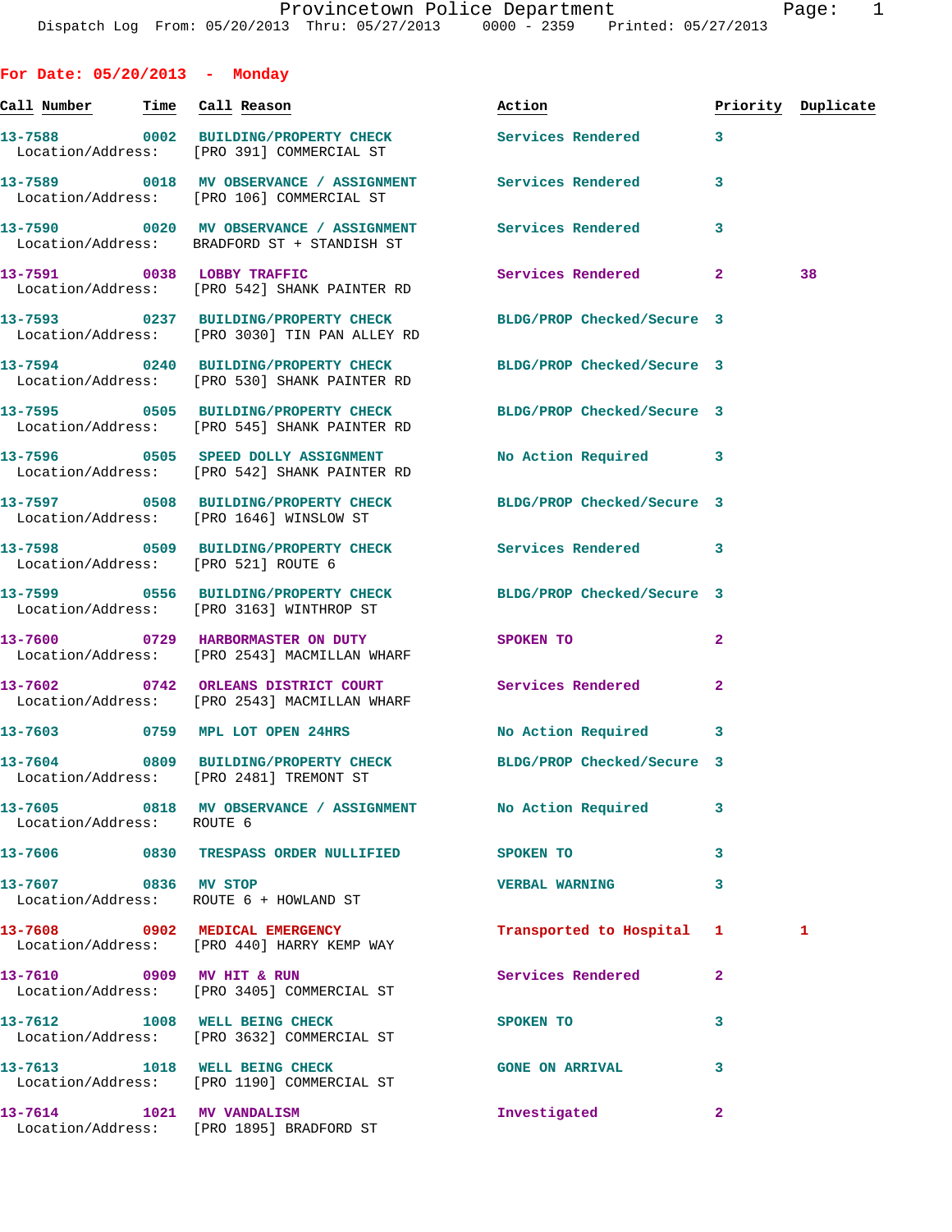Provincetown Police Department
Dispatch Log From: 05/20/2013 Thru: 05/27/2013 0000 - 2359 Printed: 05/27/2013

## For Date: 05/20/2013 - Monday

| Call Number | Time | Call Reason | Action | Priority | Duplicate |
|---|---|---|---|---|---|
| 13-7588 | 0002 | BUILDING/PROPERTY CHECK | Services Rendered | 3 | |
| Location/Address: | | [PRO 391] COMMERCIAL ST | | | |
| 13-7589 | 0018 | MV OBSERVANCE / ASSIGNMENT | Services Rendered | 3 | |
| Location/Address: | | [PRO 106] COMMERCIAL ST | | | |
| 13-7590 | 0020 | MV OBSERVANCE / ASSIGNMENT | Services Rendered | 3 | |
| Location/Address: | | BRADFORD ST + STANDISH ST | | | |
| 13-7591 | 0038 | LOBBY TRAFFIC | Services Rendered | 2 | 38 |
| Location/Address: | | [PRO 542] SHANK PAINTER RD | | | |
| 13-7593 | 0237 | BUILDING/PROPERTY CHECK | BLDG/PROP Checked/Secure | 3 | |
| Location/Address: | | [PRO 3030] TIN PAN ALLEY RD | | | |
| 13-7594 | 0240 | BUILDING/PROPERTY CHECK | BLDG/PROP Checked/Secure | 3 | |
| Location/Address: | | [PRO 530] SHANK PAINTER RD | | | |
| 13-7595 | 0505 | BUILDING/PROPERTY CHECK | BLDG/PROP Checked/Secure | 3 | |
| Location/Address: | | [PRO 545] SHANK PAINTER RD | | | |
| 13-7596 | 0505 | SPEED DOLLY ASSIGNMENT | No Action Required | 3 | |
| Location/Address: | | [PRO 542] SHANK PAINTER RD | | | |
| 13-7597 | 0508 | BUILDING/PROPERTY CHECK | BLDG/PROP Checked/Secure | 3 | |
| Location/Address: | | [PRO 1646] WINSLOW ST | | | |
| 13-7598 | 0509 | BUILDING/PROPERTY CHECK | Services Rendered | 3 | |
| Location/Address: | | [PRO 521] ROUTE 6 | | | |
| 13-7599 | 0556 | BUILDING/PROPERTY CHECK | BLDG/PROP Checked/Secure | 3 | |
| Location/Address: | | [PRO 3163] WINTHROP ST | | | |
| 13-7600 | 0729 | HARBORMASTER ON DUTY | SPOKEN TO | 2 | |
| Location/Address: | | [PRO 2543] MACMILLAN WHARF | | | |
| 13-7602 | 0742 | ORLEANS DISTRICT COURT | Services Rendered | 2 | |
| Location/Address: | | [PRO 2543] MACMILLAN WHARF | | | |
| 13-7603 | 0759 | MPL LOT OPEN 24HRS | No Action Required | 3 | |
| 13-7604 | 0809 | BUILDING/PROPERTY CHECK | BLDG/PROP Checked/Secure | 3 | |
| Location/Address: | | [PRO 2481] TREMONT ST | | | |
| 13-7605 | 0818 | MV OBSERVANCE / ASSIGNMENT | No Action Required | 3 | |
| Location/Address: | | ROUTE 6 | | | |
| 13-7606 | 0830 | TRESPASS ORDER NULLIFIED | SPOKEN TO | 3 | |
| 13-7607 | 0836 | MV STOP | VERBAL WARNING | 3 | |
| Location/Address: | | ROUTE 6 + HOWLAND ST | | | |
| 13-7608 | 0902 | MEDICAL EMERGENCY | Transported to Hospital | 1 | 1 |
| Location/Address: | | [PRO 440] HARRY KEMP WAY | | | |
| 13-7610 | 0909 | MV HIT & RUN | Services Rendered | 2 | |
| Location/Address: | | [PRO 3405] COMMERCIAL ST | | | |
| 13-7612 | 1008 | WELL BEING CHECK | SPOKEN TO | 3 | |
| Location/Address: | | [PRO 3632] COMMERCIAL ST | | | |
| 13-7613 | 1018 | WELL BEING CHECK | GONE ON ARRIVAL | 3 | |
| Location/Address: | | [PRO 1190] COMMERCIAL ST | | | |
| 13-7614 | 1021 | MV VANDALISM | Investigated | 2 | |
| Location/Address: | | [PRO 1895] BRADFORD ST | | | |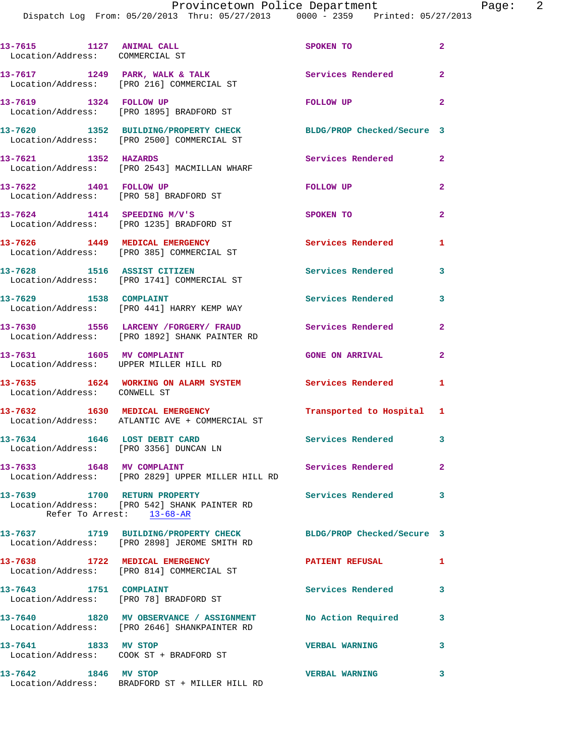13-7615 1127 ANIMAL CALL SPOKEN TO 2
Location/Address: COMMERCIAL ST

13-7617 1249 PARK, WALK & TALK Services Rendered 2
Location/Address: [PRO 216] COMMERCIAL ST

13-7619 1324 FOLLOW UP FOLLOW UP 2
Location/Address: [PRO 1895] BRADFORD ST

13-7620 1352 BUILDING/PROPERTY CHECK BLDG/PROP Checked/Secure 3
Location/Address: [PRO 2500] COMMERCIAL ST

13-7621 1352 HAZARDS Services Rendered 2
Location/Address: [PRO 2543] MACMILLAN WHARF

13-7622 1401 FOLLOW UP FOLLOW UP 2
Location/Address: [PRO 58] BRADFORD ST

13-7624 1414 SPEEDING M/V'S SPOKEN TO 2
Location/Address: [PRO 1235] BRADFORD ST

13-7626 1449 MEDICAL EMERGENCY Services Rendered 1
Location/Address: [PRO 385] COMMERCIAL ST

13-7628 1516 ASSIST CITIZEN Services Rendered 3
Location/Address: [PRO 1741] COMMERCIAL ST

13-7629 1538 COMPLAINT Services Rendered 3
Location/Address: [PRO 441] HARRY KEMP WAY

13-7630 1556 LARCENY /FORGERY/ FRAUD Services Rendered 2
Location/Address: [PRO 1892] SHANK PAINTER RD

13-7631 1605 MV COMPLAINT GONE ON ARRIVAL 2
Location/Address: UPPER MILLER HILL RD

13-7635 1624 WORKING ON ALARM SYSTEM Services Rendered 1
Location/Address: CONWELL ST

13-7632 1630 MEDICAL EMERGENCY Transported to Hospital 1
Location/Address: ATLANTIC AVE + COMMERCIAL ST

13-7634 1646 LOST DEBIT CARD Services Rendered 3
Location/Address: [PRO 3356] DUNCAN LN

13-7633 1648 MV COMPLAINT Services Rendered 2
Location/Address: [PRO 2829] UPPER MILLER HILL RD

13-7639 1700 RETURN PROPERTY Services Rendered 3
Location/Address: [PRO 542] SHANK PAINTER RD
Refer To Arrest: 13-68-AR

13-7637 1719 BUILDING/PROPERTY CHECK BLDG/PROP Checked/Secure 3
Location/Address: [PRO 2898] JEROME SMITH RD

13-7638 1722 MEDICAL EMERGENCY PATIENT REFUSAL 1
Location/Address: [PRO 814] COMMERCIAL ST

13-7643 1751 COMPLAINT Services Rendered 3
Location/Address: [PRO 78] BRADFORD ST

13-7640 1820 MV OBSERVANCE / ASSIGNMENT No Action Required 3
Location/Address: [PRO 2646] SHANKPAINTER RD

13-7641 1833 MV STOP VERBAL WARNING 3
Location/Address: COOK ST + BRADFORD ST

13-7642 1846 MV STOP VERBAL WARNING 3
Location/Address: BRADFORD ST + MILLER HILL RD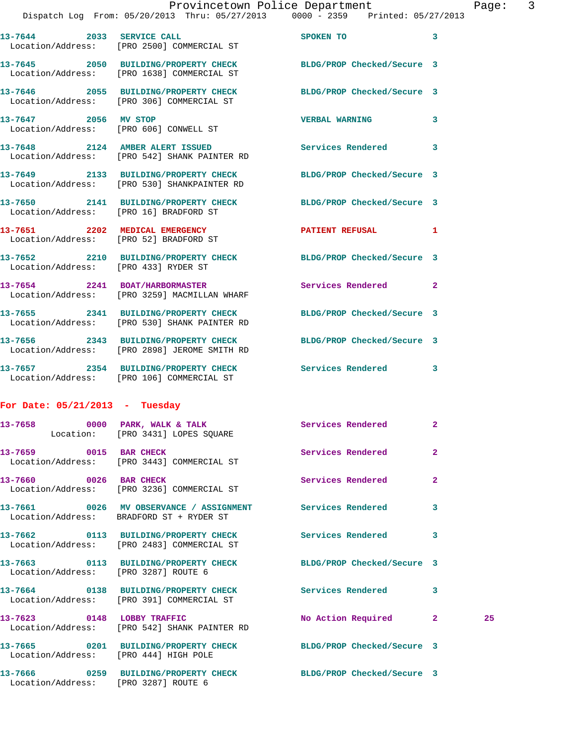| Call Number | Time | Call Reason | Action | Priority | |
|---|---|---|---|---|---|
| 13-7644 | 2033 | SERVICE CALL | SPOKEN TO | 3 | |
| Location/Address: | | [PRO 2500] COMMERCIAL ST | | | |
| 13-7645 | 2050 | BUILDING/PROPERTY CHECK | BLDG/PROP Checked/Secure | 3 | |
| Location/Address: | | [PRO 1638] COMMERCIAL ST | | | |
| 13-7646 | 2055 | BUILDING/PROPERTY CHECK | BLDG/PROP Checked/Secure | 3 | |
| Location/Address: | | [PRO 306] COMMERCIAL ST | | | |
| 13-7647 | 2056 | MV STOP | VERBAL WARNING | 3 | |
| Location/Address: | | [PRO 606] CONWELL ST | | | |
| 13-7648 | 2124 | AMBER ALERT ISSUED | Services Rendered | 3 | |
| Location/Address: | | [PRO 542] SHANK PAINTER RD | | | |
| 13-7649 | 2133 | BUILDING/PROPERTY CHECK | BLDG/PROP Checked/Secure | 3 | |
| Location/Address: | | [PRO 530] SHANKPAINTER RD | | | |
| 13-7650 | 2141 | BUILDING/PROPERTY CHECK | BLDG/PROP Checked/Secure | 3 | |
| Location/Address: | | [PRO 16] BRADFORD ST | | | |
| 13-7651 | 2202 | MEDICAL EMERGENCY | PATIENT REFUSAL | 1 | |
| Location/Address: | | [PRO 52] BRADFORD ST | | | |
| 13-7652 | 2210 | BUILDING/PROPERTY CHECK | BLDG/PROP Checked/Secure | 3 | |
| Location/Address: | | [PRO 433] RYDER ST | | | |
| 13-7654 | 2241 | BOAT/HARBORMASTER | Services Rendered | 2 | |
| Location/Address: | | [PRO 3259] MACMILLAN WHARF | | | |
| 13-7655 | 2341 | BUILDING/PROPERTY CHECK | BLDG/PROP Checked/Secure | 3 | |
| Location/Address: | | [PRO 530] SHANK PAINTER RD | | | |
| 13-7656 | 2343 | BUILDING/PROPERTY CHECK | BLDG/PROP Checked/Secure | 3 | |
| Location/Address: | | [PRO 2898] JEROME SMITH RD | | | |
| 13-7657 | 2354 | BUILDING/PROPERTY CHECK | Services Rendered | 3 | |
| Location/Address: | | [PRO 106] COMMERCIAL ST | | | |

## For Date: 05/21/2013 - Tuesday

| Call Number | Time | Call Reason | Action | Priority | |
|---|---|---|---|---|---|
| 13-7658 | 0000 | PARK, WALK & TALK | Services Rendered | 2 | |
| Location: | | [PRO 3431] LOPES SQUARE | | | |
| 13-7659 | 0015 | BAR CHECK | Services Rendered | 2 | |
| Location/Address: | | [PRO 3443] COMMERCIAL ST | | | |
| 13-7660 | 0026 | BAR CHECK | Services Rendered | 2 | |
| Location/Address: | | [PRO 3236] COMMERCIAL ST | | | |
| 13-7661 | 0026 | MV OBSERVANCE / ASSIGNMENT | Services Rendered | 3 | |
| Location/Address: | | BRADFORD ST + RYDER ST | | | |
| 13-7662 | 0113 | BUILDING/PROPERTY CHECK | Services Rendered | 3 | |
| Location/Address: | | [PRO 2483] COMMERCIAL ST | | | |
| 13-7663 | 0113 | BUILDING/PROPERTY CHECK | BLDG/PROP Checked/Secure | 3 | |
| Location/Address: | | [PRO 3287] ROUTE 6 | | | |
| 13-7664 | 0138 | BUILDING/PROPERTY CHECK | Services Rendered | 3 | |
| Location/Address: | | [PRO 391] COMMERCIAL ST | | | |
| 13-7623 | 0148 | LOBBY TRAFFIC | No Action Required | 2 | 25 |
| Location/Address: | | [PRO 542] SHANK PAINTER RD | | | |
| 13-7665 | 0201 | BUILDING/PROPERTY CHECK | BLDG/PROP Checked/Secure | 3 | |
| Location/Address: | | [PRO 444] HIGH POLE | | | |
| 13-7666 | 0259 | BUILDING/PROPERTY CHECK | BLDG/PROP Checked/Secure | 3 | |
| Location/Address: | | [PRO 3287] ROUTE 6 | | | |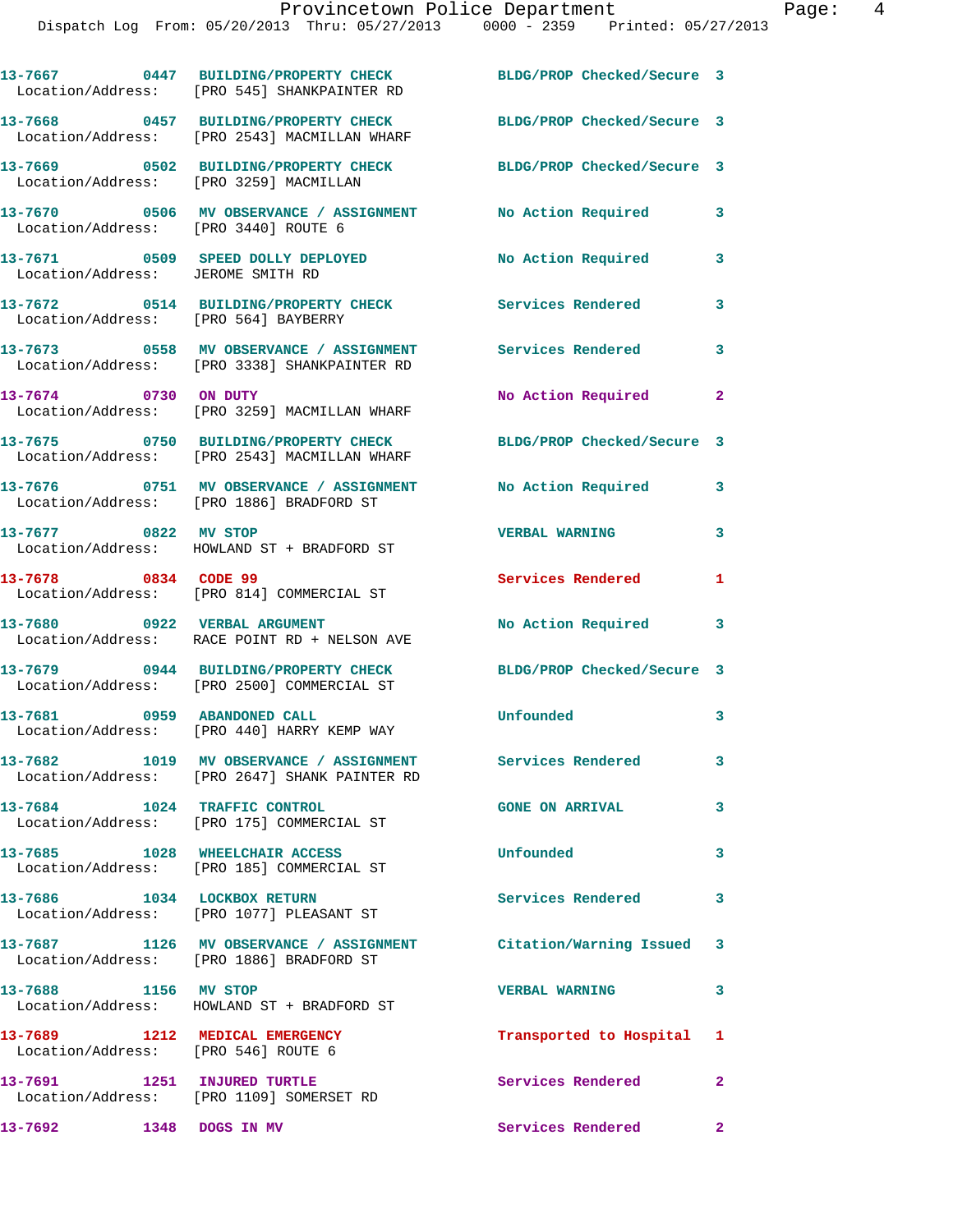| Call # | Time | Call Type | Disposition | Priority |
|---|---|---|---|---|
| 13-7667 | 0447 | BUILDING/PROPERTY CHECK | BLDG/PROP Checked/Secure | 3 |
| Location/Address: [PRO 545] SHANKPAINTER RD | | | | |
| 13-7668 | 0457 | BUILDING/PROPERTY CHECK | BLDG/PROP Checked/Secure | 3 |
| Location/Address: [PRO 2543] MACMILLAN WHARF | | | | |
| 13-7669 | 0502 | BUILDING/PROPERTY CHECK | BLDG/PROP Checked/Secure | 3 |
| Location/Address: [PRO 3259] MACMILLAN | | | | |
| 13-7670 | 0506 | MV OBSERVANCE / ASSIGNMENT | No Action Required | 3 |
| Location/Address: [PRO 3440] ROUTE 6 | | | | |
| 13-7671 | 0509 | SPEED DOLLY DEPLOYED | No Action Required | 3 |
| Location/Address: JEROME SMITH RD | | | | |
| 13-7672 | 0514 | BUILDING/PROPERTY CHECK | Services Rendered | 3 |
| Location/Address: [PRO 564] BAYBERRY | | | | |
| 13-7673 | 0558 | MV OBSERVANCE / ASSIGNMENT | Services Rendered | 3 |
| Location/Address: [PRO 3338] SHANKPAINTER RD | | | | |
| 13-7674 | 0730 | ON DUTY | No Action Required | 2 |
| Location/Address: [PRO 3259] MACMILLAN WHARF | | | | |
| 13-7675 | 0750 | BUILDING/PROPERTY CHECK | BLDG/PROP Checked/Secure | 3 |
| Location/Address: [PRO 2543] MACMILLAN WHARF | | | | |
| 13-7676 | 0751 | MV OBSERVANCE / ASSIGNMENT | No Action Required | 3 |
| Location/Address: [PRO 1886] BRADFORD ST | | | | |
| 13-7677 | 0822 | MV STOP | VERBAL WARNING | 3 |
| Location/Address: HOWLAND ST + BRADFORD ST | | | | |
| 13-7678 | 0834 | CODE 99 | Services Rendered | 1 |
| Location/Address: [PRO 814] COMMERCIAL ST | | | | |
| 13-7680 | 0922 | VERBAL ARGUMENT | No Action Required | 3 |
| Location/Address: RACE POINT RD + NELSON AVE | | | | |
| 13-7679 | 0944 | BUILDING/PROPERTY CHECK | BLDG/PROP Checked/Secure | 3 |
| Location/Address: [PRO 2500] COMMERCIAL ST | | | | |
| 13-7681 | 0959 | ABANDONED CALL | Unfounded | 3 |
| Location/Address: [PRO 440] HARRY KEMP WAY | | | | |
| 13-7682 | 1019 | MV OBSERVANCE / ASSIGNMENT | Services Rendered | 3 |
| Location/Address: [PRO 2647] SHANK PAINTER RD | | | | |
| 13-7684 | 1024 | TRAFFIC CONTROL | GONE ON ARRIVAL | 3 |
| Location/Address: [PRO 175] COMMERCIAL ST | | | | |
| 13-7685 | 1028 | WHEELCHAIR ACCESS | Unfounded | 3 |
| Location/Address: [PRO 185] COMMERCIAL ST | | | | |
| 13-7686 | 1034 | LOCKBOX RETURN | Services Rendered | 3 |
| Location/Address: [PRO 1077] PLEASANT ST | | | | |
| 13-7687 | 1126 | MV OBSERVANCE / ASSIGNMENT | Citation/Warning Issued | 3 |
| Location/Address: [PRO 1886] BRADFORD ST | | | | |
| 13-7688 | 1156 | MV STOP | VERBAL WARNING | 3 |
| Location/Address: HOWLAND ST + BRADFORD ST | | | | |
| 13-7689 | 1212 | MEDICAL EMERGENCY | Transported to Hospital | 1 |
| Location/Address: [PRO 546] ROUTE 6 | | | | |
| 13-7691 | 1251 | INJURED TURTLE | Services Rendered | 2 |
| Location/Address: [PRO 1109] SOMERSET RD | | | | |
| 13-7692 | 1348 | DOGS IN MV | Services Rendered | 2 |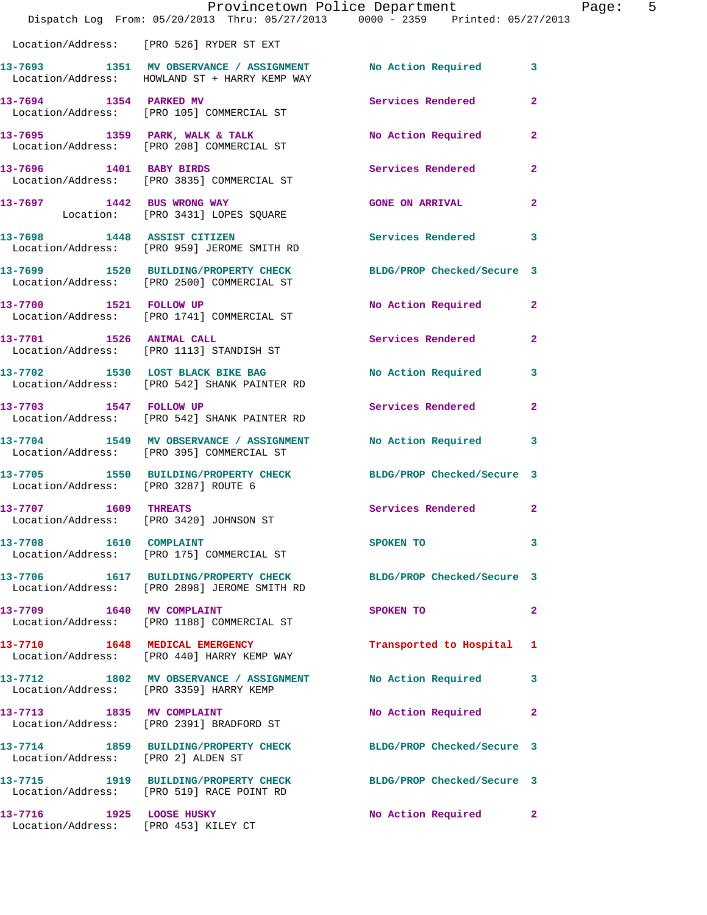Location/Address: [PRO 526] RYDER ST EXT

| Call Number | Time | Call Reason | Action | Priority |
|---|---|---|---|---|
| 13-7693 | 1351 | MV OBSERVANCE / ASSIGNMENT | No Action Required | 3 |
| Location/Address: HOWLAND ST + HARRY KEMP WAY | | | | |
| 13-7694 | 1354 | PARKED MV | Services Rendered | 2 |
| Location/Address: [PRO 105] COMMERCIAL ST | | | | |
| 13-7695 | 1359 | PARK, WALK & TALK | No Action Required | 2 |
| Location/Address: [PRO 208] COMMERCIAL ST | | | | |
| 13-7696 | 1401 | BABY BIRDS | Services Rendered | 2 |
| Location/Address: [PRO 3835] COMMERCIAL ST | | | | |
| 13-7697 | 1442 | BUS WRONG WAY | GONE ON ARRIVAL | 2 |
| Location: [PRO 3431] LOPES SQUARE | | | | |
| 13-7698 | 1448 | ASSIST CITIZEN | Services Rendered | 3 |
| Location/Address: [PRO 959] JEROME SMITH RD | | | | |
| 13-7699 | 1520 | BUILDING/PROPERTY CHECK | BLDG/PROP Checked/Secure | 3 |
| Location/Address: [PRO 2500] COMMERCIAL ST | | | | |
| 13-7700 | 1521 | FOLLOW UP | No Action Required | 2 |
| Location/Address: [PRO 1741] COMMERCIAL ST | | | | |
| 13-7701 | 1526 | ANIMAL CALL | Services Rendered | 2 |
| Location/Address: [PRO 1113] STANDISH ST | | | | |
| 13-7702 | 1530 | LOST BLACK BIKE BAG | No Action Required | 3 |
| Location/Address: [PRO 542] SHANK PAINTER RD | | | | |
| 13-7703 | 1547 | FOLLOW UP | Services Rendered | 2 |
| Location/Address: [PRO 542] SHANK PAINTER RD | | | | |
| 13-7704 | 1549 | MV OBSERVANCE / ASSIGNMENT | No Action Required | 3 |
| Location/Address: [PRO 395] COMMERCIAL ST | | | | |
| 13-7705 | 1550 | BUILDING/PROPERTY CHECK | BLDG/PROP Checked/Secure | 3 |
| Location/Address: [PRO 3287] ROUTE 6 | | | | |
| 13-7707 | 1609 | THREATS | Services Rendered | 2 |
| Location/Address: [PRO 3420] JOHNSON ST | | | | |
| 13-7708 | 1610 | COMPLAINT | SPOKEN TO | 3 |
| Location/Address: [PRO 175] COMMERCIAL ST | | | | |
| 13-7706 | 1617 | BUILDING/PROPERTY CHECK | BLDG/PROP Checked/Secure | 3 |
| Location/Address: [PRO 2898] JEROME SMITH RD | | | | |
| 13-7709 | 1640 | MV COMPLAINT | SPOKEN TO | 2 |
| Location/Address: [PRO 1188] COMMERCIAL ST | | | | |
| 13-7710 | 1648 | MEDICAL EMERGENCY | Transported to Hospital | 1 |
| Location/Address: [PRO 440] HARRY KEMP WAY | | | | |
| 13-7712 | 1802 | MV OBSERVANCE / ASSIGNMENT | No Action Required | 3 |
| Location/Address: [PRO 3359] HARRY KEMP | | | | |
| 13-7713 | 1835 | MV COMPLAINT | No Action Required | 2 |
| Location/Address: [PRO 2391] BRADFORD ST | | | | |
| 13-7714 | 1859 | BUILDING/PROPERTY CHECK | BLDG/PROP Checked/Secure | 3 |
| Location/Address: [PRO 2] ALDEN ST | | | | |
| 13-7715 | 1919 | BUILDING/PROPERTY CHECK | BLDG/PROP Checked/Secure | 3 |
| Location/Address: [PRO 519] RACE POINT RD | | | | |
| 13-7716 | 1925 | LOOSE HUSKY | No Action Required | 2 |
| Location/Address: [PRO 453] KILEY CT | | | | |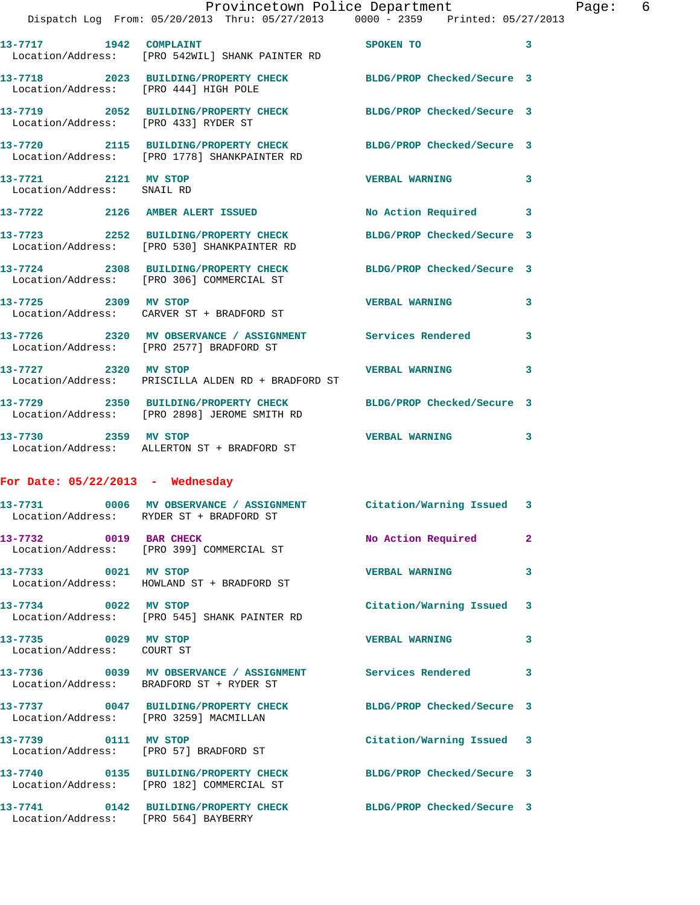13-7717 1942 COMPLAINT SPOKEN TO 3
Location/Address: [PRO 542WIL] SHANK PAINTER RD

13-7718 2023 BUILDING/PROPERTY CHECK BLDG/PROP Checked/Secure 3
Location/Address: [PRO 444] HIGH POLE

13-7719 2052 BUILDING/PROPERTY CHECK BLDG/PROP Checked/Secure 3
Location/Address: [PRO 433] RYDER ST

13-7720 2115 BUILDING/PROPERTY CHECK BLDG/PROP Checked/Secure 3
Location/Address: [PRO 1778] SHANKPAINTER RD

13-7721 2121 MV STOP VERBAL WARNING 3
Location/Address: SNAIL RD

13-7722 2126 AMBER ALERT ISSUED No Action Required 3

13-7723 2252 BUILDING/PROPERTY CHECK BLDG/PROP Checked/Secure 3
Location/Address: [PRO 530] SHANKPAINTER RD

13-7724 2308 BUILDING/PROPERTY CHECK BLDG/PROP Checked/Secure 3
Location/Address: [PRO 306] COMMERCIAL ST

13-7725 2309 MV STOP VERBAL WARNING 3
Location/Address: CARVER ST + BRADFORD ST

13-7726 2320 MV OBSERVANCE / ASSIGNMENT Services Rendered 3
Location/Address: [PRO 2577] BRADFORD ST

13-7727 2320 MV STOP VERBAL WARNING 3
Location/Address: PRISCILLA ALDEN RD + BRADFORD ST

13-7729 2350 BUILDING/PROPERTY CHECK BLDG/PROP Checked/Secure 3
Location/Address: [PRO 2898] JEROME SMITH RD

13-7730 2359 MV STOP VERBAL WARNING 3
Location/Address: ALLERTON ST + BRADFORD ST

**For Date: 05/22/2013 - Wednesday**

13-7731 0006 MV OBSERVANCE / ASSIGNMENT Citation/Warning Issued 3
Location/Address: RYDER ST + BRADFORD ST

13-7732 0019 BAR CHECK No Action Required 2
Location/Address: [PRO 399] COMMERCIAL ST

13-7733 0021 MV STOP VERBAL WARNING 3
Location/Address: HOWLAND ST + BRADFORD ST

13-7734 0022 MV STOP Citation/Warning Issued 3
Location/Address: [PRO 545] SHANK PAINTER RD

13-7735 0029 MV STOP VERBAL WARNING 3
Location/Address: COURT ST

13-7736 0039 MV OBSERVANCE / ASSIGNMENT Services Rendered 3
Location/Address: BRADFORD ST + RYDER ST

13-7737 0047 BUILDING/PROPERTY CHECK BLDG/PROP Checked/Secure 3
Location/Address: [PRO 3259] MACMILLAN

13-7739 0111 MV STOP Citation/Warning Issued 3
Location/Address: [PRO 57] BRADFORD ST

13-7740 0135 BUILDING/PROPERTY CHECK BLDG/PROP Checked/Secure 3
Location/Address: [PRO 182] COMMERCIAL ST

13-7741 0142 BUILDING/PROPERTY CHECK BLDG/PROP Checked/Secure 3
Location/Address: [PRO 564] BAYBERRY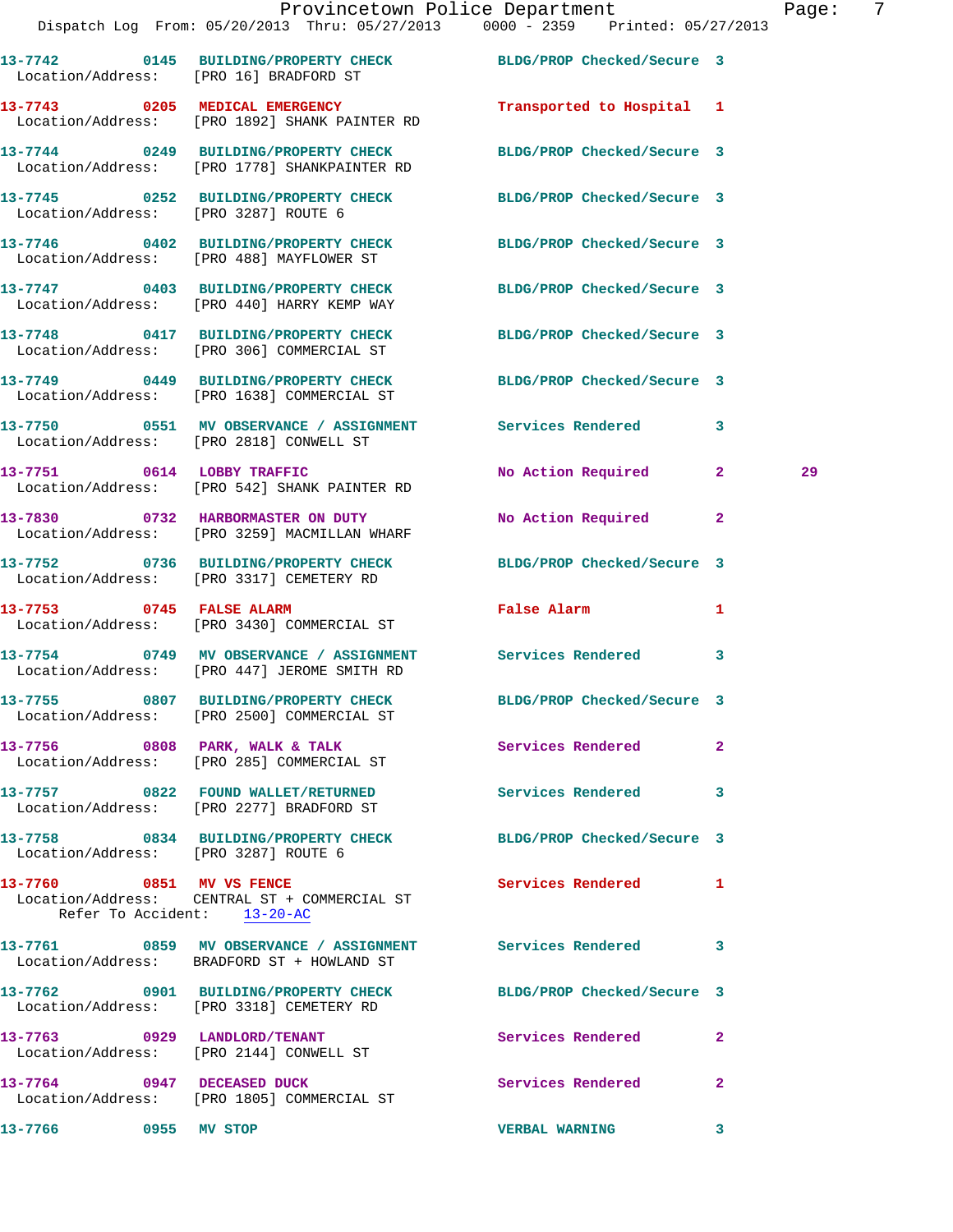13-7742 0145 BUILDING/PROPERTY CHECK BLDG/PROP Checked/Secure 3
Location/Address: [PRO 16] BRADFORD ST

13-7743 0205 MEDICAL EMERGENCY Transported to Hospital 1
Location/Address: [PRO 1892] SHANK PAINTER RD

13-7744 0249 BUILDING/PROPERTY CHECK BLDG/PROP Checked/Secure 3
Location/Address: [PRO 1778] SHANKPAINTER RD

13-7745 0252 BUILDING/PROPERTY CHECK BLDG/PROP Checked/Secure 3
Location/Address: [PRO 3287] ROUTE 6

13-7746 0402 BUILDING/PROPERTY CHECK BLDG/PROP Checked/Secure 3
Location/Address: [PRO 488] MAYFLOWER ST

13-7747 0403 BUILDING/PROPERTY CHECK BLDG/PROP Checked/Secure 3
Location/Address: [PRO 440] HARRY KEMP WAY

13-7748 0417 BUILDING/PROPERTY CHECK BLDG/PROP Checked/Secure 3
Location/Address: [PRO 306] COMMERCIAL ST

13-7749 0449 BUILDING/PROPERTY CHECK BLDG/PROP Checked/Secure 3
Location/Address: [PRO 1638] COMMERCIAL ST

13-7750 0551 MV OBSERVANCE / ASSIGNMENT Services Rendered 3
Location/Address: [PRO 2818] CONWELL ST

13-7751 0614 LOBBY TRAFFIC No Action Required 2 29
Location/Address: [PRO 542] SHANK PAINTER RD

13-7830 0732 HARBORMASTER ON DUTY No Action Required 2
Location/Address: [PRO 3259] MACMILLAN WHARF

13-7752 0736 BUILDING/PROPERTY CHECK BLDG/PROP Checked/Secure 3
Location/Address: [PRO 3317] CEMETERY RD

13-7753 0745 FALSE ALARM False Alarm 1
Location/Address: [PRO 3430] COMMERCIAL ST

13-7754 0749 MV OBSERVANCE / ASSIGNMENT Services Rendered 3
Location/Address: [PRO 447] JEROME SMITH RD

13-7755 0807 BUILDING/PROPERTY CHECK BLDG/PROP Checked/Secure 3
Location/Address: [PRO 2500] COMMERCIAL ST

13-7756 0808 PARK, WALK & TALK Services Rendered 2
Location/Address: [PRO 285] COMMERCIAL ST

13-7757 0822 FOUND WALLET/RETURNED Services Rendered 3
Location/Address: [PRO 2277] BRADFORD ST

13-7758 0834 BUILDING/PROPERTY CHECK BLDG/PROP Checked/Secure 3
Location/Address: [PRO 3287] ROUTE 6

13-7760 0851 MV VS FENCE Services Rendered 1
Location/Address: CENTRAL ST + COMMERCIAL ST
Refer To Accident: 13-20-AC

13-7761 0859 MV OBSERVANCE / ASSIGNMENT Services Rendered 3
Location/Address: BRADFORD ST + HOWLAND ST

13-7762 0901 BUILDING/PROPERTY CHECK BLDG/PROP Checked/Secure 3
Location/Address: [PRO 3318] CEMETERY RD

13-7763 0929 LANDLORD/TENANT Services Rendered 2
Location/Address: [PRO 2144] CONWELL ST

13-7764 0947 DECEASED DUCK Services Rendered 2
Location/Address: [PRO 1805] COMMERCIAL ST

13-7766 0955 MV STOP VERBAL WARNING 3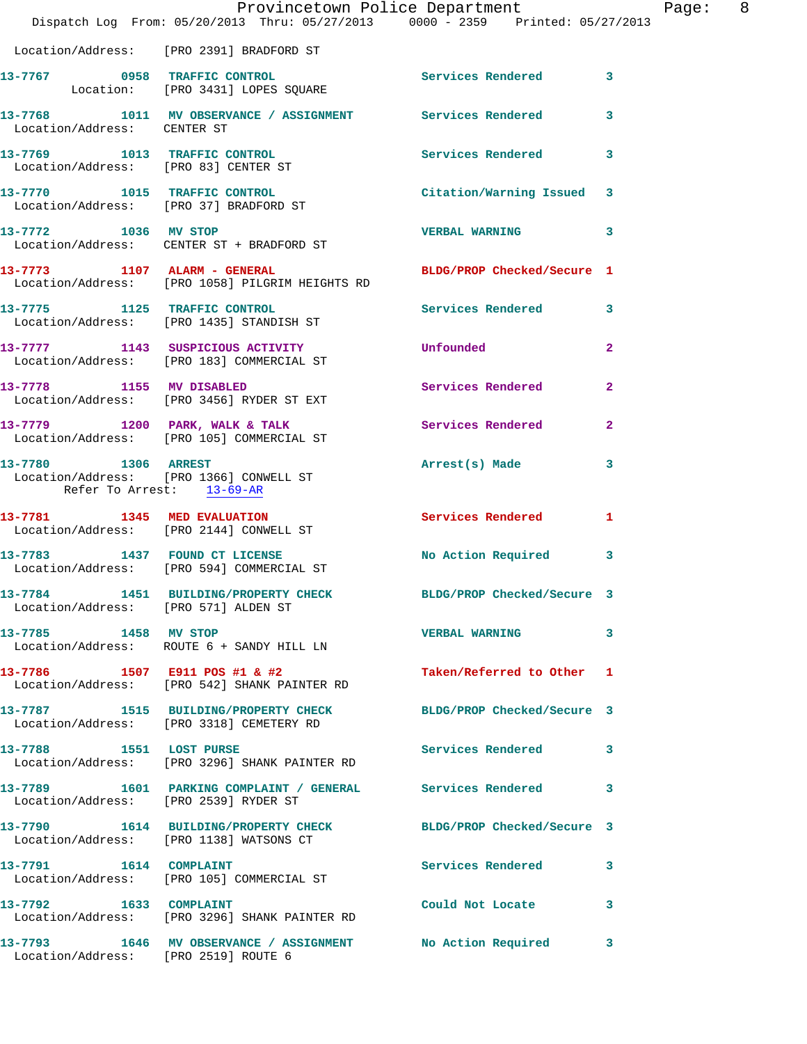Location/Address: [PRO 2391] BRADFORD ST

13-7767 0958 TRAFFIC CONTROL Services Rendered 3
Location: [PRO 3431] LOPES SQUARE

13-7768 1011 MV OBSERVANCE / ASSIGNMENT Services Rendered 3
Location/Address: CENTER ST

13-7769 1013 TRAFFIC CONTROL Services Rendered 3
Location/Address: [PRO 83] CENTER ST

13-7770 1015 TRAFFIC CONTROL Citation/Warning Issued 3
Location/Address: [PRO 37] BRADFORD ST

13-7772 1036 MV STOP VERBAL WARNING 3
Location/Address: CENTER ST + BRADFORD ST

13-7773 1107 ALARM - GENERAL BLDG/PROP Checked/Secure 1
Location/Address: [PRO 1058] PILGRIM HEIGHTS RD

13-7775 1125 TRAFFIC CONTROL Services Rendered 3
Location/Address: [PRO 1435] STANDISH ST

13-7777 1143 SUSPICIOUS ACTIVITY Unfounded 2
Location/Address: [PRO 183] COMMERCIAL ST

13-7778 1155 MV DISABLED Services Rendered 2
Location/Address: [PRO 3456] RYDER ST EXT

13-7779 1200 PARK, WALK & TALK Services Rendered 2
Location/Address: [PRO 105] COMMERCIAL ST

13-7780 1306 ARREST Arrest(s) Made 3
Location/Address: [PRO 1366] CONWELL ST
Refer To Arrest: 13-69-AR

13-7781 1345 MED EVALUATION Services Rendered 1
Location/Address: [PRO 2144] CONWELL ST

13-7783 1437 FOUND CT LICENSE No Action Required 3
Location/Address: [PRO 594] COMMERCIAL ST

13-7784 1451 BUILDING/PROPERTY CHECK BLDG/PROP Checked/Secure 3
Location/Address: [PRO 571] ALDEN ST

13-7785 1458 MV STOP VERBAL WARNING 3
Location/Address: ROUTE 6 + SANDY HILL LN

13-7786 1507 E911 POS #1 & #2 Taken/Referred to Other 1
Location/Address: [PRO 542] SHANK PAINTER RD

13-7787 1515 BUILDING/PROPERTY CHECK BLDG/PROP Checked/Secure 3
Location/Address: [PRO 3318] CEMETERY RD

13-7788 1551 LOST PURSE Services Rendered 3
Location/Address: [PRO 3296] SHANK PAINTER RD

13-7789 1601 PARKING COMPLAINT / GENERAL Services Rendered 3
Location/Address: [PRO 2539] RYDER ST

13-7790 1614 BUILDING/PROPERTY CHECK BLDG/PROP Checked/Secure 3
Location/Address: [PRO 1138] WATSONS CT

13-7791 1614 COMPLAINT Services Rendered 3
Location/Address: [PRO 105] COMMERCIAL ST

13-7792 1633 COMPLAINT Could Not Locate 3
Location/Address: [PRO 3296] SHANK PAINTER RD

13-7793 1646 MV OBSERVANCE / ASSIGNMENT No Action Required 3
Location/Address: [PRO 2519] ROUTE 6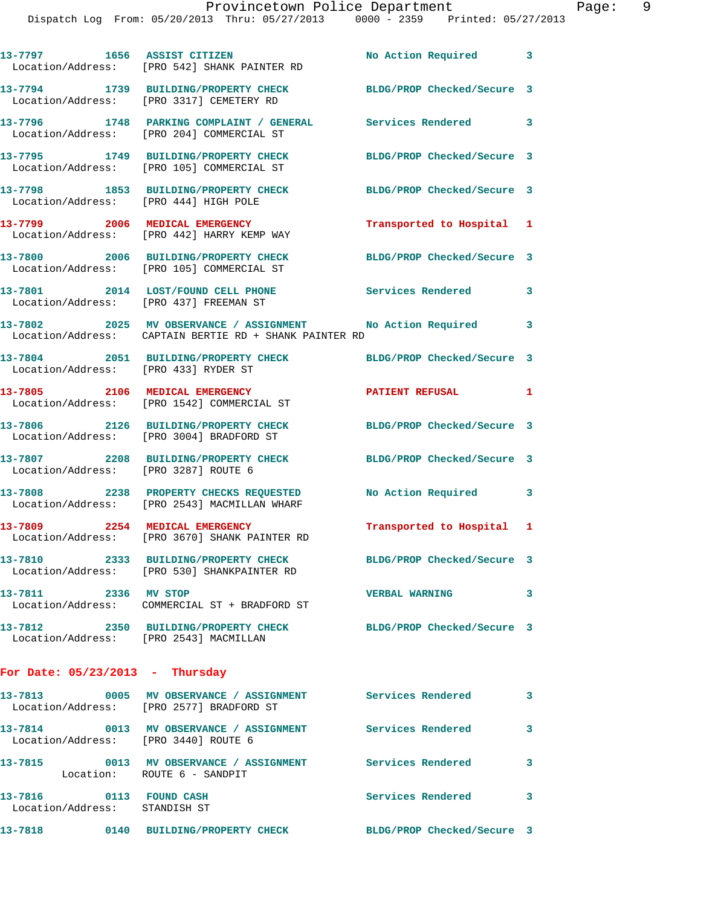13-7797 1656 ASSIST CITIZEN No Action Required 3
Location/Address: [PRO 542] SHANK PAINTER RD

13-7794 1739 BUILDING/PROPERTY CHECK BLDG/PROP Checked/Secure 3
Location/Address: [PRO 3317] CEMETERY RD

13-7796 1748 PARKING COMPLAINT / GENERAL Services Rendered 3
Location/Address: [PRO 204] COMMERCIAL ST

13-7795 1749 BUILDING/PROPERTY CHECK BLDG/PROP Checked/Secure 3
Location/Address: [PRO 105] COMMERCIAL ST

13-7798 1853 BUILDING/PROPERTY CHECK BLDG/PROP Checked/Secure 3
Location/Address: [PRO 444] HIGH POLE

13-7799 2006 MEDICAL EMERGENCY Transported to Hospital 1
Location/Address: [PRO 442] HARRY KEMP WAY

13-7800 2006 BUILDING/PROPERTY CHECK BLDG/PROP Checked/Secure 3
Location/Address: [PRO 105] COMMERCIAL ST

13-7801 2014 LOST/FOUND CELL PHONE Services Rendered 3
Location/Address: [PRO 437] FREEMAN ST

13-7802 2025 MV OBSERVATION / ASSIGNMENT No Action Required 3
Location/Address: CAPTAIN BERTIE RD + SHANK PAINTER RD

13-7804 2051 BUILDING/PROPERTY CHECK BLDG/PROP Checked/Secure 3
Location/Address: [PRO 433] RYDER ST

13-7805 2106 MEDICAL EMERGENCY PATIENT REFUSAL 1
Location/Address: [PRO 1542] COMMERCIAL ST

13-7806 2126 BUILDING/PROPERTY CHECK BLDG/PROP Checked/Secure 3
Location/Address: [PRO 3004] BRADFORD ST

13-7807 2208 BUILDING/PROPERTY CHECK BLDG/PROP Checked/Secure 3
Location/Address: [PRO 3287] ROUTE 6

13-7808 2238 PROPERTY CHECKS REQUESTED No Action Required 3
Location/Address: [PRO 2543] MACMILLAN WHARF

13-7809 2254 MEDICAL EMERGENCY Transported to Hospital 1
Location/Address: [PRO 3670] SHANK PAINTER RD

13-7810 2333 BUILDING/PROPERTY CHECK BLDG/PROP Checked/Secure 3
Location/Address: [PRO 530] SHANKPAINTER RD

13-7811 2336 MV STOP VERBAL WARNING 3
Location/Address: COMMERCIAL ST + BRADFORD ST

13-7812 2350 BUILDING/PROPERTY CHECK BLDG/PROP Checked/Secure 3
Location/Address: [PRO 2543] MACMILLAN

## For Date: 05/23/2013 - Thursday

13-7813 0005 MV OBSERVATION / ASSIGNMENT Services Rendered 3
Location/Address: [PRO 2577] BRADFORD ST

13-7814 0013 MV OBSERVATION / ASSIGNMENT Services Rendered 3
Location/Address: [PRO 3440] ROUTE 6

13-7815 0013 MV OBSERVATION / ASSIGNMENT Services Rendered 3
Location: ROUTE 6 - SANDPIT

13-7816 0113 FOUND CASH Services Rendered 3
Location/Address: STANDISH ST

13-7818 0140 BUILDING/PROPERTY CHECK BLDG/PROP Checked/Secure 3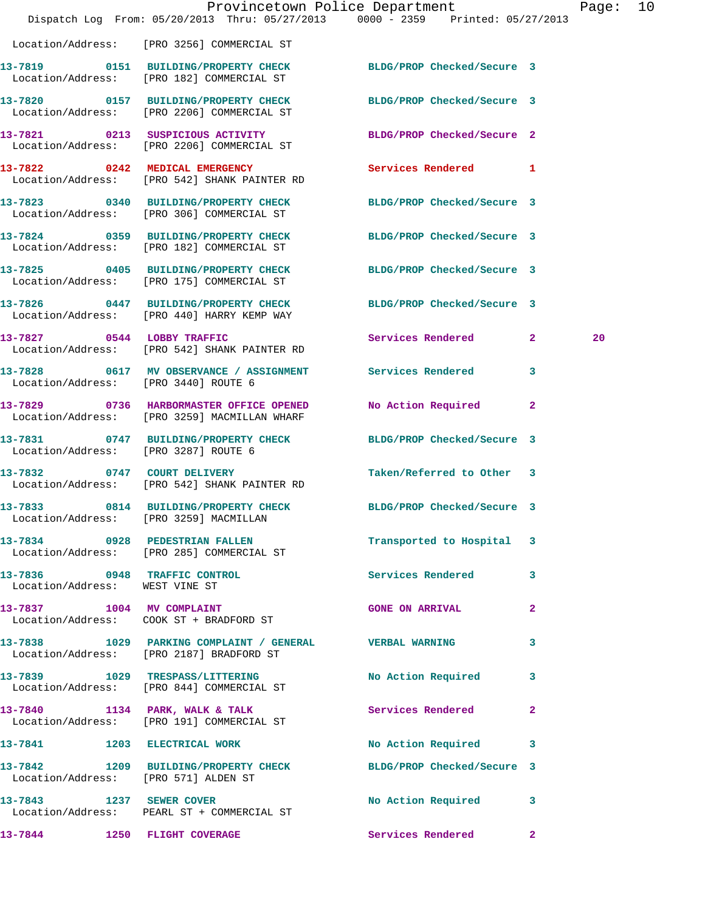Location/Address: [PRO 3256] COMMERCIAL ST

| Call # | Time | Call Type | Disposition | Priority | |
|---|---|---|---|---|---|
| 13-7819 | 0151 | BUILDING/PROPERTY CHECK | BLDG/PROP Checked/Secure | 3 | |
| Location/Address: [PRO 182] COMMERCIAL ST | | | | | |
| 13-7820 | 0157 | BUILDING/PROPERTY CHECK | BLDG/PROP Checked/Secure | 3 | |
| Location/Address: [PRO 2206] COMMERCIAL ST | | | | | |
| 13-7821 | 0213 | SUSPICIOUS ACTIVITY | BLDG/PROP Checked/Secure | 2 | |
| Location/Address: [PRO 2206] COMMERCIAL ST | | | | | |
| 13-7822 | 0242 | MEDICAL EMERGENCY | Services Rendered | 1 | |
| Location/Address: [PRO 542] SHANK PAINTER RD | | | | | |
| 13-7823 | 0340 | BUILDING/PROPERTY CHECK | BLDG/PROP Checked/Secure | 3 | |
| Location/Address: [PRO 306] COMMERCIAL ST | | | | | |
| 13-7824 | 0359 | BUILDING/PROPERTY CHECK | BLDG/PROP Checked/Secure | 3 | |
| Location/Address: [PRO 182] COMMERCIAL ST | | | | | |
| 13-7825 | 0405 | BUILDING/PROPERTY CHECK | BLDG/PROP Checked/Secure | 3 | |
| Location/Address: [PRO 175] COMMERCIAL ST | | | | | |
| 13-7826 | 0447 | BUILDING/PROPERTY CHECK | BLDG/PROP Checked/Secure | 3 | |
| Location/Address: [PRO 440] HARRY KEMP WAY | | | | | |
| 13-7827 | 0544 | LOBBY TRAFFIC | Services Rendered | 2 | 20 |
| Location/Address: [PRO 542] SHANK PAINTER RD | | | | | |
| 13-7828 | 0617 | MV OBSERVANCE / ASSIGNMENT | Services Rendered | 3 | |
| Location/Address: [PRO 3440] ROUTE 6 | | | | | |
| 13-7829 | 0736 | HARBORMASTER OFFICE OPENED | No Action Required | 2 | |
| Location/Address: [PRO 3259] MACMILLAN WHARF | | | | | |
| 13-7831 | 0747 | BUILDING/PROPERTY CHECK | BLDG/PROP Checked/Secure | 3 | |
| Location/Address: [PRO 3287] ROUTE 6 | | | | | |
| 13-7832 | 0747 | COURT DELIVERY | Taken/Referred to Other | 3 | |
| Location/Address: [PRO 542] SHANK PAINTER RD | | | | | |
| 13-7833 | 0814 | BUILDING/PROPERTY CHECK | BLDG/PROP Checked/Secure | 3 | |
| Location/Address: [PRO 3259] MACMILLAN | | | | | |
| 13-7834 | 0928 | PEDESTRIAN FALLEN | Transported to Hospital | 3 | |
| Location/Address: [PRO 285] COMMERCIAL ST | | | | | |
| 13-7836 | 0948 | TRAFFIC CONTROL | Services Rendered | 3 | |
| Location/Address: WEST VINE ST | | | | | |
| 13-7837 | 1004 | MV COMPLAINT | GONE ON ARRIVAL | 2 | |
| Location/Address: COOK ST + BRADFORD ST | | | | | |
| 13-7838 | 1029 | PARKING COMPLAINT / GENERAL | VERBAL WARNING | 3 | |
| Location/Address: [PRO 2187] BRADFORD ST | | | | | |
| 13-7839 | 1029 | TRESPASS/LITTERING | No Action Required | 3 | |
| Location/Address: [PRO 844] COMMERCIAL ST | | | | | |
| 13-7840 | 1134 | PARK, WALK & TALK | Services Rendered | 2 | |
| Location/Address: [PRO 191] COMMERCIAL ST | | | | | |
| 13-7841 | 1203 | ELECTRICAL WORK | No Action Required | 3 | |
| 13-7842 | 1209 | BUILDING/PROPERTY CHECK | BLDG/PROP Checked/Secure | 3 | |
| Location/Address: [PRO 571] ALDEN ST | | | | | |
| 13-7843 | 1237 | SEWER COVER | No Action Required | 3 | |
| Location/Address: PEARL ST + COMMERCIAL ST | | | | | |
| 13-7844 | 1250 | FLIGHT COVERAGE | Services Rendered | 2 | |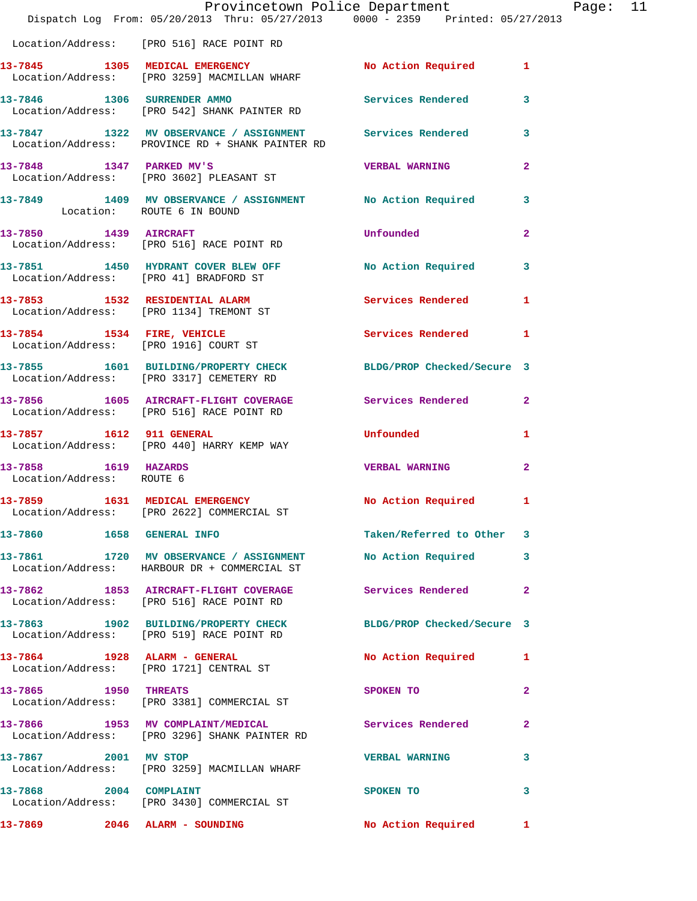Location/Address: [PRO 516] RACE POINT RD

13-7845 1305 MEDICAL EMERGENCY No Action Required 1
Location/Address: [PRO 3259] MACMILLAN WHARF

13-7846 1306 SURRENDER AMMO Services Rendered 3
Location/Address: [PRO 542] SHANK PAINTER RD

13-7847 1322 MV OBSERVANCE / ASSIGNMENT Services Rendered 3
Location/Address: PROVINCE RD + SHANK PAINTER RD

13-7848 1347 PARKED MV'S VERBAL WARNING 2
Location/Address: [PRO 3602] PLEASANT ST

13-7849 1409 MV OBSERVANCE / ASSIGNMENT No Action Required 3
Location: ROUTE 6 IN BOUND

13-7850 1439 AIRCRAFT Unfounded 2
Location/Address: [PRO 516] RACE POINT RD

13-7851 1450 HYDRANT COVER BLEW OFF No Action Required 3
Location/Address: [PRO 41] BRADFORD ST

13-7853 1532 RESIDENTIAL ALARM Services Rendered 1
Location/Address: [PRO 1134] TREMONT ST

13-7854 1534 FIRE, VEHICLE Services Rendered 1
Location/Address: [PRO 1916] COURT ST

13-7855 1601 BUILDING/PROPERTY CHECK BLDG/PROP Checked/Secure 3
Location/Address: [PRO 3317] CEMETERY RD

13-7856 1605 AIRCRAFT-FLIGHT COVERAGE Services Rendered 2
Location/Address: [PRO 516] RACE POINT RD

13-7857 1612 911 GENERAL Unfounded 1
Location/Address: [PRO 440] HARRY KEMP WAY

13-7858 1619 HAZARDS VERBAL WARNING 2
Location/Address: ROUTE 6

13-7859 1631 MEDICAL EMERGENCY No Action Required 1
Location/Address: [PRO 2622] COMMERCIAL ST

13-7860 1658 GENERAL INFO Taken/Referred to Other 3

13-7861 1720 MV OBSERVANCE / ASSIGNMENT No Action Required 3
Location/Address: HARBOUR DR + COMMERCIAL ST

13-7862 1853 AIRCRAFT-FLIGHT COVERAGE Services Rendered 2
Location/Address: [PRO 516] RACE POINT RD

13-7863 1902 BUILDING/PROPERTY CHECK BLDG/PROP Checked/Secure 3
Location/Address: [PRO 519] RACE POINT RD

13-7864 1928 ALARM - GENERAL No Action Required 1
Location/Address: [PRO 1721] CENTRAL ST

13-7865 1950 THREATS SPOKEN TO 2
Location/Address: [PRO 3381] COMMERCIAL ST

13-7866 1953 MV COMPLAINT/MEDICAL Services Rendered 2
Location/Address: [PRO 3296] SHANK PAINTER RD

13-7867 2001 MV STOP VERBAL WARNING 3
Location/Address: [PRO 3259] MACMILLAN WHARF

13-7868 2004 COMPLAINT SPOKEN TO 3
Location/Address: [PRO 3430] COMMERCIAL ST

13-7869 2046 ALARM - SOUNDING No Action Required 1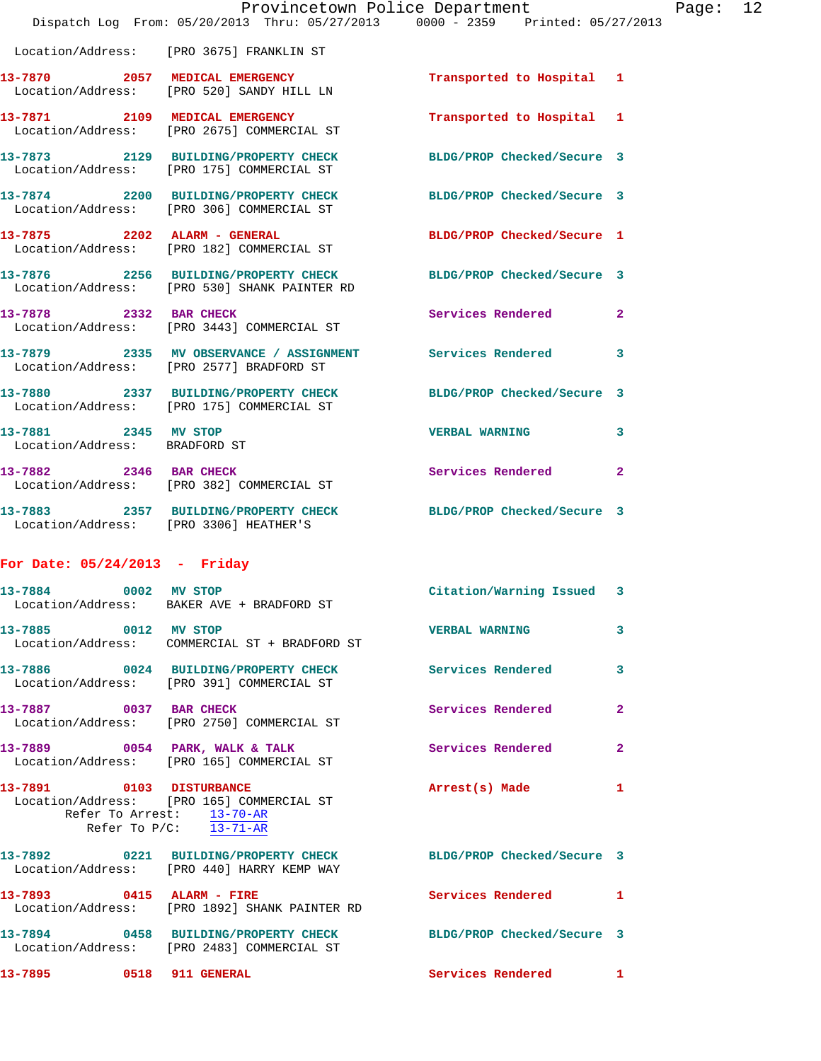Location/Address: [PRO 3675] FRANKLIN ST

**13-7870** 2057 MEDICAL EMERGENCY — Transported to Hospital 1
Location/Address: [PRO 520] SANDY HILL LN

**13-7871** 2109 MEDICAL EMERGENCY — Transported to Hospital 1
Location/Address: [PRO 2675] COMMERCIAL ST

**13-7873** 2129 BUILDING/PROPERTY CHECK — BLDG/PROP Checked/Secure 3
Location/Address: [PRO 175] COMMERCIAL ST

**13-7874** 2200 BUILDING/PROPERTY CHECK — BLDG/PROP Checked/Secure 3
Location/Address: [PRO 306] COMMERCIAL ST

**13-7875** 2202 ALARM - GENERAL — BLDG/PROP Checked/Secure 1
Location/Address: [PRO 182] COMMERCIAL ST

**13-7876** 2256 BUILDING/PROPERTY CHECK — BLDG/PROP Checked/Secure 3
Location/Address: [PRO 530] SHANK PAINTER RD

**13-7878** 2332 BAR CHECK — Services Rendered 2
Location/Address: [PRO 3443] COMMERCIAL ST

**13-7879** 2335 MV OBSERVANCE / ASSIGNMENT — Services Rendered 3
Location/Address: [PRO 2577] BRADFORD ST

**13-7880** 2337 BUILDING/PROPERTY CHECK — BLDG/PROP Checked/Secure 3
Location/Address: [PRO 175] COMMERCIAL ST

**13-7881** 2345 MV STOP — VERBAL WARNING 3
Location/Address: BRADFORD ST

**13-7882** 2346 BAR CHECK — Services Rendered 2
Location/Address: [PRO 382] COMMERCIAL ST

**13-7883** 2357 BUILDING/PROPERTY CHECK — BLDG/PROP Checked/Secure 3
Location/Address: [PRO 3306] HEATHER'S

## For Date: 05/24/2013 - Friday

**13-7884** 0002 MV STOP — Citation/Warning Issued 3
Location/Address: BAKER AVE + BRADFORD ST

**13-7885** 0012 MV STOP — VERBAL WARNING 3
Location/Address: COMMERCIAL ST + BRADFORD ST

**13-7886** 0024 BUILDING/PROPERTY CHECK — Services Rendered 3
Location/Address: [PRO 391] COMMERCIAL ST

**13-7887** 0037 BAR CHECK — Services Rendered 2
Location/Address: [PRO 2750] COMMERCIAL ST

**13-7889** 0054 PARK, WALK & TALK — Services Rendered 2
Location/Address: [PRO 165] COMMERCIAL ST

**13-7891** 0103 DISTURBANCE — Arrest(s) Made 1
Location/Address: [PRO 165] COMMERCIAL ST
Refer To Arrest: 13-70-AR
Refer To P/C: 13-71-AR

**13-7892** 0221 BUILDING/PROPERTY CHECK — BLDG/PROP Checked/Secure 3
Location/Address: [PRO 440] HARRY KEMP WAY

**13-7893** 0415 ALARM - FIRE — Services Rendered 1
Location/Address: [PRO 1892] SHANK PAINTER RD

**13-7894** 0458 BUILDING/PROPERTY CHECK — BLDG/PROP Checked/Secure 3
Location/Address: [PRO 2483] COMMERCIAL ST

**13-7895** 0518 911 GENERAL — Services Rendered 1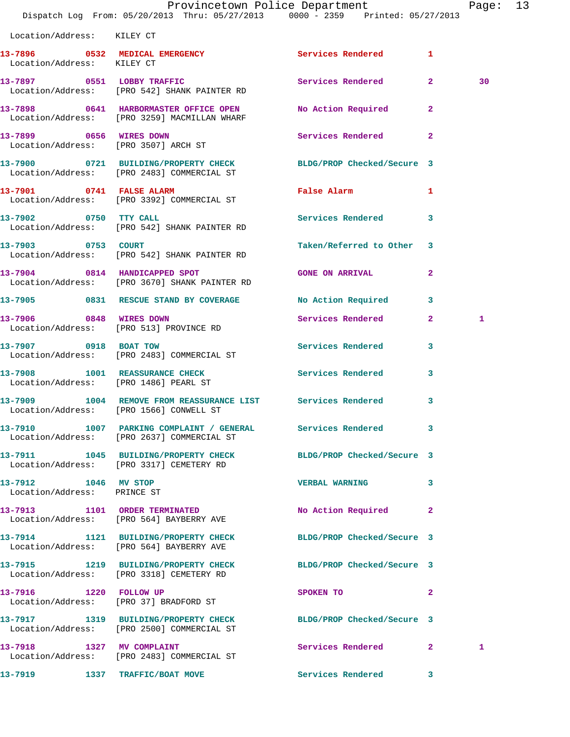Location/Address: KILEY CT

| Call # | Time | Call Type | Disposition | Priority | |
|---|---|---|---|---|---|
| 13-7896 | 0532 | MEDICAL EMERGENCY | Services Rendered | 1 | |
| | | Location/Address: KILEY CT | | | |
| 13-7897 | 0551 | LOBBY TRAFFIC | Services Rendered | 2 | 30 |
| | | Location/Address: [PRO 542] SHANK PAINTER RD | | | |
| 13-7898 | 0641 | HARBORMASTER OFFICE OPEN | No Action Required | 2 | |
| | | Location/Address: [PRO 3259] MACMILLAN WHARF | | | |
| 13-7899 | 0656 | WIRES DOWN | Services Rendered | 2 | |
| | | Location/Address: [PRO 3507] ARCH ST | | | |
| 13-7900 | 0721 | BUILDING/PROPERTY CHECK | BLDG/PROP Checked/Secure | 3 | |
| | | Location/Address: [PRO 2483] COMMERCIAL ST | | | |
| 13-7901 | 0741 | FALSE ALARM | False Alarm | 1 | |
| | | Location/Address: [PRO 3392] COMMERCIAL ST | | | |
| 13-7902 | 0750 | TTY CALL | Services Rendered | 3 | |
| | | Location/Address: [PRO 542] SHANK PAINTER RD | | | |
| 13-7903 | 0753 | COURT | Taken/Referred to Other | 3 | |
| | | Location/Address: [PRO 542] SHANK PAINTER RD | | | |
| 13-7904 | 0814 | HANDICAPPED SPOT | GONE ON ARRIVAL | 2 | |
| | | Location/Address: [PRO 3670] SHANK PAINTER RD | | | |
| 13-7905 | 0831 | RESCUE STAND BY COVERAGE | No Action Required | 3 | |
| 13-7906 | 0848 | WIRES DOWN | Services Rendered | 2 | 1 |
| | | Location/Address: [PRO 513] PROVINCE RD | | | |
| 13-7907 | 0918 | BOAT TOW | Services Rendered | 3 | |
| | | Location/Address: [PRO 2483] COMMERCIAL ST | | | |
| 13-7908 | 1001 | REASSURANCE CHECK | Services Rendered | 3 | |
| | | Location/Address: [PRO 1486] PEARL ST | | | |
| 13-7909 | 1004 | REMOVE FROM REASSURANCE LIST | Services Rendered | 3 | |
| | | Location/Address: [PRO 1566] CONWELL ST | | | |
| 13-7910 | 1007 | PARKING COMPLAINT / GENERAL | Services Rendered | 3 | |
| | | Location/Address: [PRO 2637] COMMERCIAL ST | | | |
| 13-7911 | 1045 | BUILDING/PROPERTY CHECK | BLDG/PROP Checked/Secure | 3 | |
| | | Location/Address: [PRO 3317] CEMETERY RD | | | |
| 13-7912 | 1046 | MV STOP | VERBAL WARNING | 3 | |
| | | Location/Address: PRINCE ST | | | |
| 13-7913 | 1101 | ORDER TERMINATED | No Action Required | 2 | |
| | | Location/Address: [PRO 564] BAYBERRY AVE | | | |
| 13-7914 | 1121 | BUILDING/PROPERTY CHECK | BLDG/PROP Checked/Secure | 3 | |
| | | Location/Address: [PRO 564] BAYBERRY AVE | | | |
| 13-7915 | 1219 | BUILDING/PROPERTY CHECK | BLDG/PROP Checked/Secure | 3 | |
| | | Location/Address: [PRO 3318] CEMETERY RD | | | |
| 13-7916 | 1220 | FOLLOW UP | SPOKEN TO | 2 | |
| | | Location/Address: [PRO 37] BRADFORD ST | | | |
| 13-7917 | 1319 | BUILDING/PROPERTY CHECK | BLDG/PROP Checked/Secure | 3 | |
| | | Location/Address: [PRO 2500] COMMERCIAL ST | | | |
| 13-7918 | 1327 | MV COMPLAINT | Services Rendered | 2 | 1 |
| | | Location/Address: [PRO 2483] COMMERCIAL ST | | | |
| 13-7919 | 1337 | TRAFFIC/BOAT MOVE | Services Rendered | 3 | |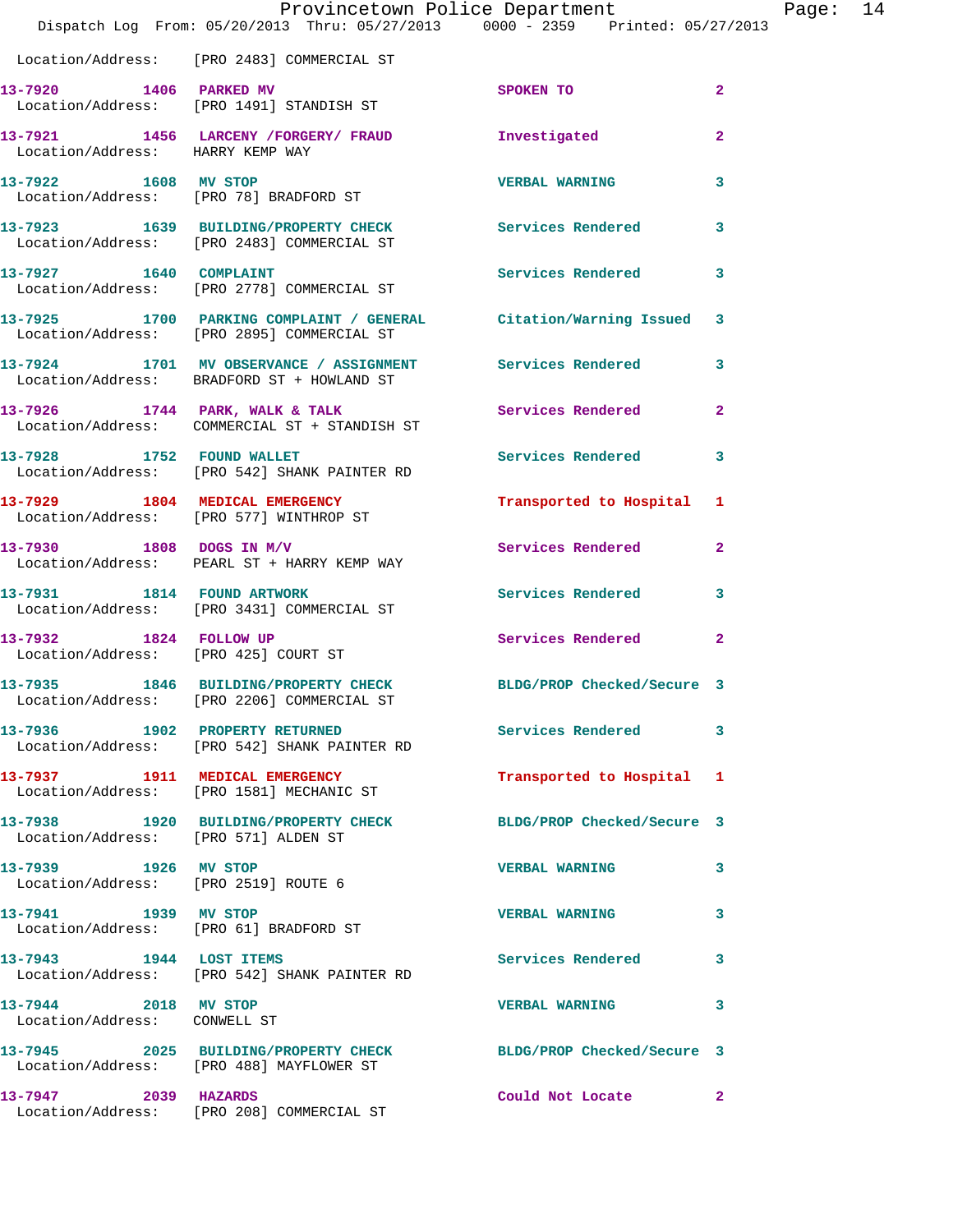Location/Address: [PRO 2483] COMMERCIAL ST

| Call # | Time | Call Reason | Action | Priority |
|---|---|---|---|---|
| 13-7920 | 1406 | PARKED MV | SPOKEN TO | 2 |
| | | Location/Address: [PRO 1491] STANDISH ST | | |
| 13-7921 | 1456 | LARCENY /FORGERY/ FRAUD | Investigated | 2 |
| | | Location/Address: HARRY KEMP WAY | | |
| 13-7922 | 1608 | MV STOP | VERBAL WARNING | 3 |
| | | Location/Address: [PRO 78] BRADFORD ST | | |
| 13-7923 | 1639 | BUILDING/PROPERTY CHECK | Services Rendered | 3 |
| | | Location/Address: [PRO 2483] COMMERCIAL ST | | |
| 13-7927 | 1640 | COMPLAINT | Services Rendered | 3 |
| | | Location/Address: [PRO 2778] COMMERCIAL ST | | |
| 13-7925 | 1700 | PARKING COMPLAINT / GENERAL | Citation/Warning Issued | 3 |
| | | Location/Address: [PRO 2895] COMMERCIAL ST | | |
| 13-7924 | 1701 | MV OBSERVANCE / ASSIGNMENT | Services Rendered | 3 |
| | | Location/Address: BRADFORD ST + HOWLAND ST | | |
| 13-7926 | 1744 | PARK, WALK & TALK | Services Rendered | 2 |
| | | Location/Address: COMMERCIAL ST + STANDISH ST | | |
| 13-7928 | 1752 | FOUND WALLET | Services Rendered | 3 |
| | | Location/Address: [PRO 542] SHANK PAINTER RD | | |
| 13-7929 | 1804 | MEDICAL EMERGENCY | Transported to Hospital | 1 |
| | | Location/Address: [PRO 577] WINTHROP ST | | |
| 13-7930 | 1808 | DOGS IN M/V | Services Rendered | 2 |
| | | Location/Address: PEARL ST + HARRY KEMP WAY | | |
| 13-7931 | 1814 | FOUND ARTWORK | Services Rendered | 3 |
| | | Location/Address: [PRO 3431] COMMERCIAL ST | | |
| 13-7932 | 1824 | FOLLOW UP | Services Rendered | 2 |
| | | Location/Address: [PRO 425] COURT ST | | |
| 13-7935 | 1846 | BUILDING/PROPERTY CHECK | BLDG/PROP Checked/Secure | 3 |
| | | Location/Address: [PRO 2206] COMMERCIAL ST | | |
| 13-7936 | 1902 | PROPERTY RETURNED | Services Rendered | 3 |
| | | Location/Address: [PRO 542] SHANK PAINTER RD | | |
| 13-7937 | 1911 | MEDICAL EMERGENCY | Transported to Hospital | 1 |
| | | Location/Address: [PRO 1581] MECHANIC ST | | |
| 13-7938 | 1920 | BUILDING/PROPERTY CHECK | BLDG/PROP Checked/Secure | 3 |
| | | Location/Address: [PRO 571] ALDEN ST | | |
| 13-7939 | 1926 | MV STOP | VERBAL WARNING | 3 |
| | | Location/Address: [PRO 2519] ROUTE 6 | | |
| 13-7941 | 1939 | MV STOP | VERBAL WARNING | 3 |
| | | Location/Address: [PRO 61] BRADFORD ST | | |
| 13-7943 | 1944 | LOST ITEMS | Services Rendered | 3 |
| | | Location/Address: [PRO 542] SHANK PAINTER RD | | |
| 13-7944 | 2018 | MV STOP | VERBAL WARNING | 3 |
| | | Location/Address: CONWELL ST | | |
| 13-7945 | 2025 | BUILDING/PROPERTY CHECK | BLDG/PROP Checked/Secure | 3 |
| | | Location/Address: [PRO 488] MAYFLOWER ST | | |
| 13-7947 | 2039 | HAZARDS | Could Not Locate | 2 |
| | | Location/Address: [PRO 208] COMMERCIAL ST | | |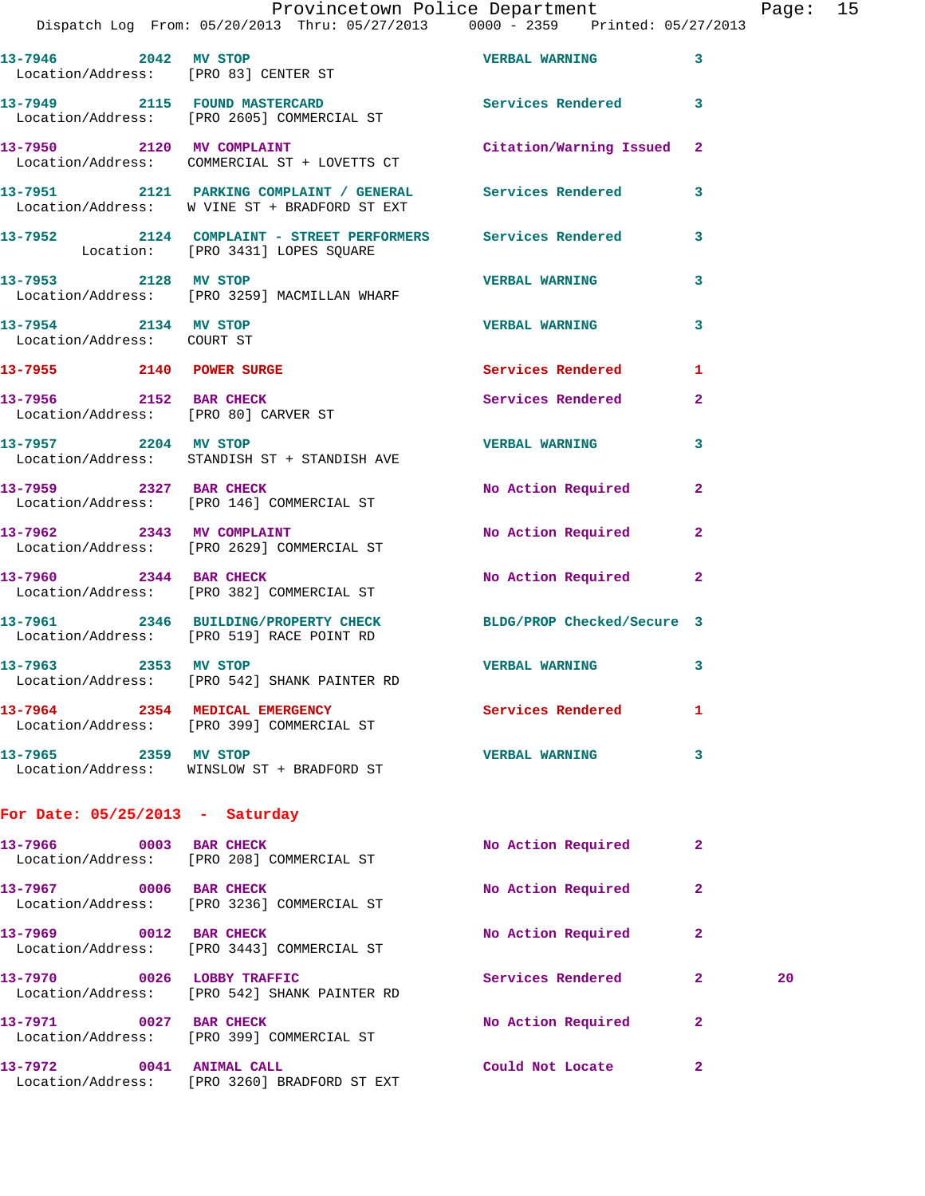| Call Number | Time | Call Reason | Action | Priority | |
|---|---|---|---|---|---|
| 13-7946 | 2042 | MV STOP | VERBAL WARNING | 3 | |
| Location/Address: | | [PRO 83] CENTER ST | | | |
| 13-7949 | 2115 | FOUND MASTERCARD | Services Rendered | 3 | |
| Location/Address: | | [PRO 2605] COMMERCIAL ST | | | |
| 13-7950 | 2120 | MV COMPLAINT | Citation/Warning Issued | 2 | |
| Location/Address: | | COMMERCIAL ST + LOVETTS CT | | | |
| 13-7951 | 2121 | PARKING COMPLAINT / GENERAL | Services Rendered | 3 | |
| Location/Address: | | W VINE ST + BRADFORD ST EXT | | | |
| 13-7952 | 2124 | COMPLAINT - STREET PERFORMERS | Services Rendered | 3 | |
| Location: | | [PRO 3431] LOPES SQUARE | | | |
| 13-7953 | 2128 | MV STOP | VERBAL WARNING | 3 | |
| Location/Address: | | [PRO 3259] MACMILLAN WHARF | | | |
| 13-7954 | 2134 | MV STOP | VERBAL WARNING | 3 | |
| Location/Address: | | COURT ST | | | |
| 13-7955 | 2140 | POWER SURGE | Services Rendered | 1 | |
| 13-7956 | 2152 | BAR CHECK | Services Rendered | 2 | |
| Location/Address: | | [PRO 80] CARVER ST | | | |
| 13-7957 | 2204 | MV STOP | VERBAL WARNING | 3 | |
| Location/Address: | | STANDISH ST + STANDISH AVE | | | |
| 13-7959 | 2327 | BAR CHECK | No Action Required | 2 | |
| Location/Address: | | [PRO 146] COMMERCIAL ST | | | |
| 13-7962 | 2343 | MV COMPLAINT | No Action Required | 2 | |
| Location/Address: | | [PRO 2629] COMMERCIAL ST | | | |
| 13-7960 | 2344 | BAR CHECK | No Action Required | 2 | |
| Location/Address: | | [PRO 382] COMMERCIAL ST | | | |
| 13-7961 | 2346 | BUILDING/PROPERTY CHECK | BLDG/PROP Checked/Secure | 3 | |
| Location/Address: | | [PRO 519] RACE POINT RD | | | |
| 13-7963 | 2353 | MV STOP | VERBAL WARNING | 3 | |
| Location/Address: | | [PRO 542] SHANK PAINTER RD | | | |
| 13-7964 | 2354 | MEDICAL EMERGENCY | Services Rendered | 1 | |
| Location/Address: | | [PRO 399] COMMERCIAL ST | | | |
| 13-7965 | 2359 | MV STOP | VERBAL WARNING | 3 | |
| Location/Address: | | WINSLOW ST + BRADFORD ST | | | |

## For Date: 05/25/2013 - Saturday

| Call Number | Time | Call Reason | Action | Priority | |
|---|---|---|---|---|---|
| 13-7966 | 0003 | BAR CHECK | No Action Required | 2 | |
| Location/Address: | | [PRO 208] COMMERCIAL ST | | | |
| 13-7967 | 0006 | BAR CHECK | No Action Required | 2 | |
| Location/Address: | | [PRO 3236] COMMERCIAL ST | | | |
| 13-7969 | 0012 | BAR CHECK | No Action Required | 2 | |
| Location/Address: | | [PRO 3443] COMMERCIAL ST | | | |
| 13-7970 | 0026 | LOBBY TRAFFIC | Services Rendered | 2 | 20 |
| Location/Address: | | [PRO 542] SHANK PAINTER RD | | | |
| 13-7971 | 0027 | BAR CHECK | No Action Required | 2 | |
| Location/Address: | | [PRO 399] COMMERCIAL ST | | | |
| 13-7972 | 0041 | ANIMAL CALL | Could Not Locate | 2 | |
| Location/Address: | | [PRO 3260] BRADFORD ST EXT | | | |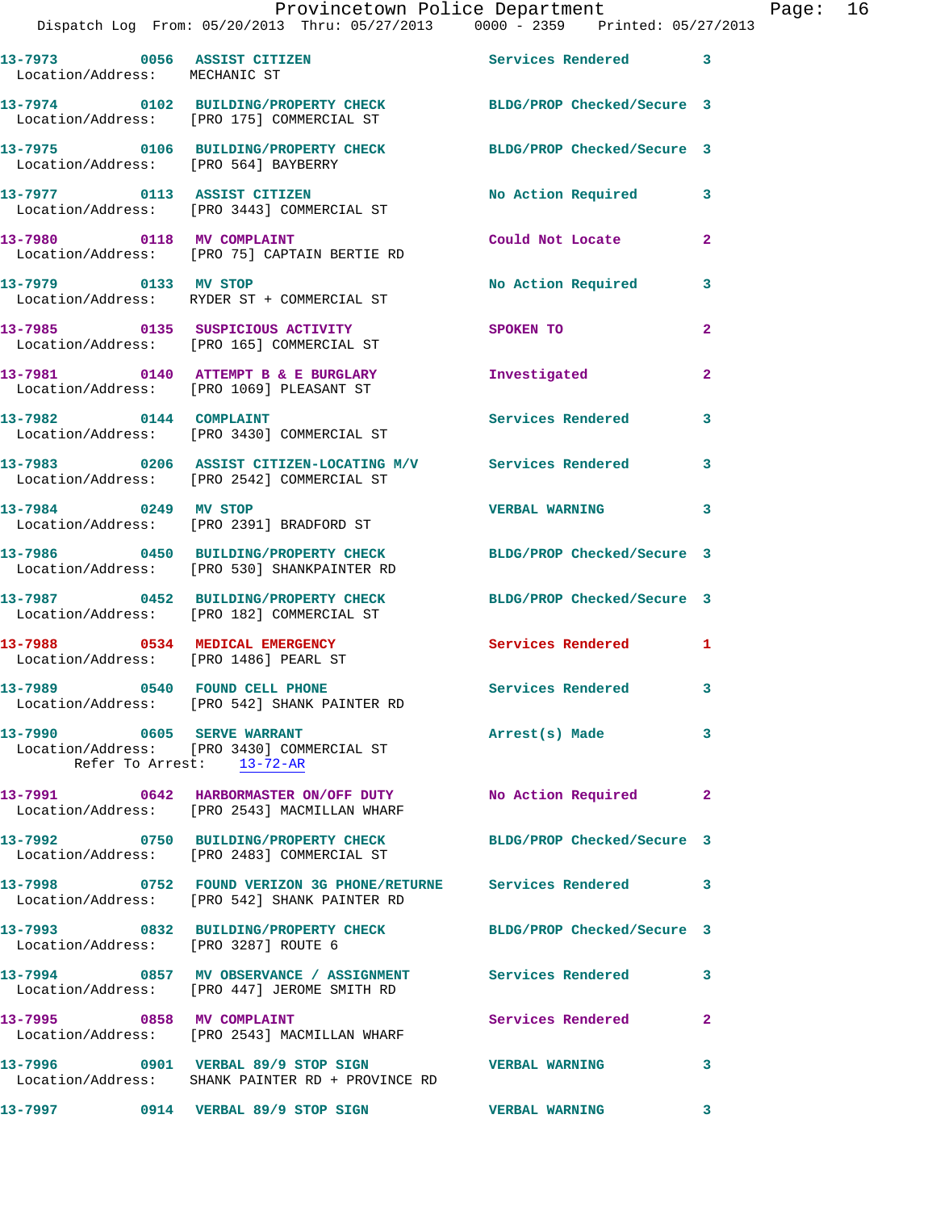13-7973 0056 ASSIST CITIZEN Services Rendered 3
Location/Address: MECHANIC ST

13-7974 0102 BUILDING/PROPERTY CHECK BLDG/PROP Checked/Secure 3
Location/Address: [PRO 175] COMMERCIAL ST

13-7975 0106 BUILDING/PROPERTY CHECK BLDG/PROP Checked/Secure 3
Location/Address: [PRO 564] BAYBERRY

13-7977 0113 ASSIST CITIZEN No Action Required 3
Location/Address: [PRO 3443] COMMERCIAL ST

13-7980 0118 MV COMPLAINT Could Not Locate 2
Location/Address: [PRO 75] CAPTAIN BERTIE RD

13-7979 0133 MV STOP No Action Required 3
Location/Address: RYDER ST + COMMERCIAL ST

13-7985 0135 SUSPICIOUS ACTIVITY SPOKEN TO 2
Location/Address: [PRO 165] COMMERCIAL ST

13-7981 0140 ATTEMPT B & E BURGLARY Investigated 2
Location/Address: [PRO 1069] PLEASANT ST

13-7982 0144 COMPLAINT Services Rendered 3
Location/Address: [PRO 3430] COMMERCIAL ST

13-7983 0206 ASSIST CITIZEN-LOCATING M/V Services Rendered 3
Location/Address: [PRO 2542] COMMERCIAL ST

13-7984 0249 MV STOP VERBAL WARNING 3
Location/Address: [PRO 2391] BRADFORD ST

13-7986 0450 BUILDING/PROPERTY CHECK BLDG/PROP Checked/Secure 3
Location/Address: [PRO 530] SHANKPAINTER RD

13-7987 0452 BUILDING/PROPERTY CHECK BLDG/PROP Checked/Secure 3
Location/Address: [PRO 182] COMMERCIAL ST

13-7988 0534 MEDICAL EMERGENCY Services Rendered 1
Location/Address: [PRO 1486] PEARL ST

13-7989 0540 FOUND CELL PHONE Services Rendered 3
Location/Address: [PRO 542] SHANK PAINTER RD

13-7990 0605 SERVE WARRANT Arrest(s) Made 3
Location/Address: [PRO 3430] COMMERCIAL ST
Refer To Arrest: 13-72-AR

13-7991 0642 HARBORMASTER ON/OFF DUTY No Action Required 2
Location/Address: [PRO 2543] MACMILLAN WHARF

13-7992 0750 BUILDING/PROPERTY CHECK BLDG/PROP Checked/Secure 3
Location/Address: [PRO 2483] COMMERCIAL ST

13-7998 0752 FOUND VERIZON 3G PHONE/RETURNE Services Rendered 3
Location/Address: [PRO 542] SHANK PAINTER RD

13-7993 0832 BUILDING/PROPERTY CHECK BLDG/PROP Checked/Secure 3
Location/Address: [PRO 3287] ROUTE 6

13-7994 0857 MV OBSERVANCE / ASSIGNMENT Services Rendered 3
Location/Address: [PRO 447] JEROME SMITH RD

13-7995 0858 MV COMPLAINT Services Rendered 2
Location/Address: [PRO 2543] MACMILLAN WHARF

13-7996 0901 VERBAL 89/9 STOP SIGN VERBAL WARNING 3
Location/Address: SHANK PAINTER RD + PROVINCE RD

13-7997 0914 VERBAL 89/9 STOP SIGN VERBAL WARNING 3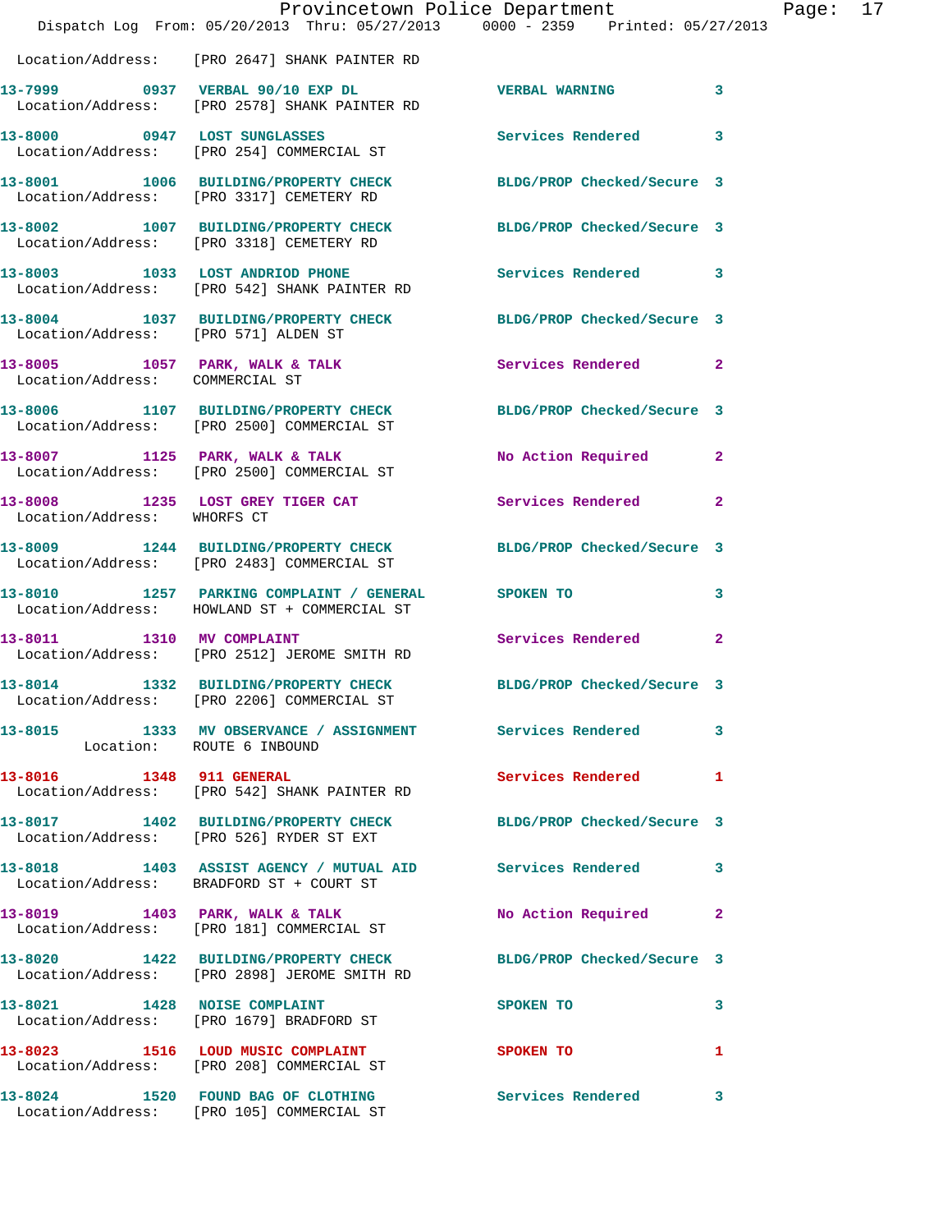Location/Address: [PRO 2647] SHANK PAINTER RD

| Call # | Time | Call Reason | Action | Priority |
|---|---|---|---|---|
| 13-7999 | 0937 | VERBAL 90/10 EXP DL | VERBAL WARNING | 3 |
| | | Location/Address: [PRO 2578] SHANK PAINTER RD | | |
| 13-8000 | 0947 | LOST SUNGLASSES | Services Rendered | 3 |
| | | Location/Address: [PRO 254] COMMERCIAL ST | | |
| 13-8001 | 1006 | BUILDING/PROPERTY CHECK | BLDG/PROP Checked/Secure | 3 |
| | | Location/Address: [PRO 3317] CEMETERY RD | | |
| 13-8002 | 1007 | BUILDING/PROPERTY CHECK | BLDG/PROP Checked/Secure | 3 |
| | | Location/Address: [PRO 3318] CEMETERY RD | | |
| 13-8003 | 1033 | LOST ANDRIOD PHONE | Services Rendered | 3 |
| | | Location/Address: [PRO 542] SHANK PAINTER RD | | |
| 13-8004 | 1037 | BUILDING/PROPERTY CHECK | BLDG/PROP Checked/Secure | 3 |
| | | Location/Address: [PRO 571] ALDEN ST | | |
| 13-8005 | 1057 | PARK, WALK & TALK | Services Rendered | 2 |
| | | Location/Address: COMMERCIAL ST | | |
| 13-8006 | 1107 | BUILDING/PROPERTY CHECK | BLDG/PROP Checked/Secure | 3 |
| | | Location/Address: [PRO 2500] COMMERCIAL ST | | |
| 13-8007 | 1125 | PARK, WALK & TALK | No Action Required | 2 |
| | | Location/Address: [PRO 2500] COMMERCIAL ST | | |
| 13-8008 | 1235 | LOST GREY TIGER CAT | Services Rendered | 2 |
| | | Location/Address: WHORFS CT | | |
| 13-8009 | 1244 | BUILDING/PROPERTY CHECK | BLDG/PROP Checked/Secure | 3 |
| | | Location/Address: [PRO 2483] COMMERCIAL ST | | |
| 13-8010 | 1257 | PARKING COMPLAINT / GENERAL | SPOKEN TO | 3 |
| | | Location/Address: HOWLAND ST + COMMERCIAL ST | | |
| 13-8011 | 1310 | MV COMPLAINT | Services Rendered | 2 |
| | | Location/Address: [PRO 2512] JEROME SMITH RD | | |
| 13-8014 | 1332 | BUILDING/PROPERTY CHECK | BLDG/PROP Checked/Secure | 3 |
| | | Location/Address: [PRO 2206] COMMERCIAL ST | | |
| 13-8015 | 1333 | MV OBSERVANCE / ASSIGNMENT | Services Rendered | 3 |
| | | Location: ROUTE 6 INBOUND | | |
| 13-8016 | 1348 | 911 GENERAL | Services Rendered | 1 |
| | | Location/Address: [PRO 542] SHANK PAINTER RD | | |
| 13-8017 | 1402 | BUILDING/PROPERTY CHECK | BLDG/PROP Checked/Secure | 3 |
| | | Location/Address: [PRO 526] RYDER ST EXT | | |
| 13-8018 | 1403 | ASSIST AGENCY / MUTUAL AID | Services Rendered | 3 |
| | | Location/Address: BRADFORD ST + COURT ST | | |
| 13-8019 | 1403 | PARK, WALK & TALK | No Action Required | 2 |
| | | Location/Address: [PRO 181] COMMERCIAL ST | | |
| 13-8020 | 1422 | BUILDING/PROPERTY CHECK | BLDG/PROP Checked/Secure | 3 |
| | | Location/Address: [PRO 2898] JEROME SMITH RD | | |
| 13-8021 | 1428 | NOISE COMPLAINT | SPOKEN TO | 3 |
| | | Location/Address: [PRO 1679] BRADFORD ST | | |
| 13-8023 | 1516 | LOUD MUSIC COMPLAINT | SPOKEN TO | 1 |
| | | Location/Address: [PRO 208] COMMERCIAL ST | | |
| 13-8024 | 1520 | FOUND BAG OF CLOTHING | Services Rendered | 3 |
| | | Location/Address: [PRO 105] COMMERCIAL ST | | |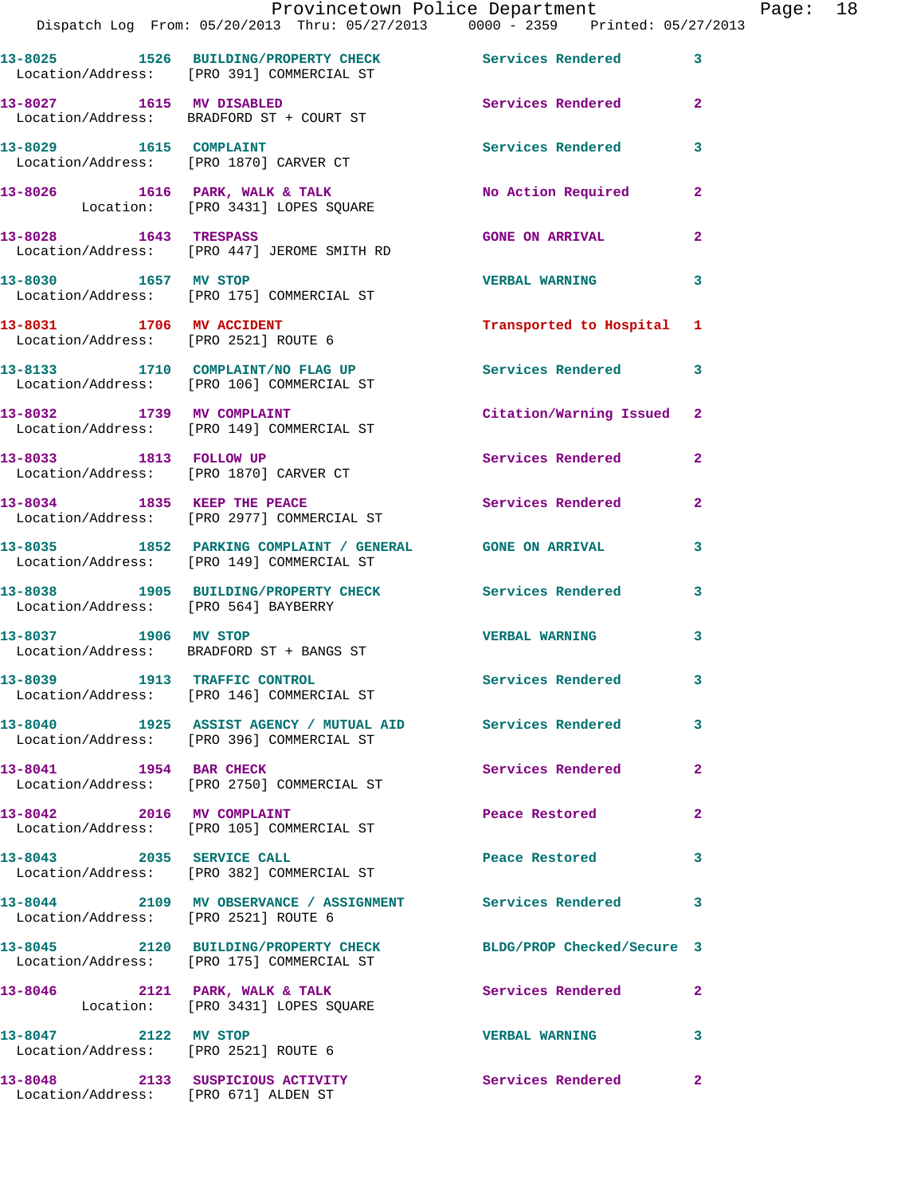13-8025 1526 BUILDING/PROPERTY CHECK Services Rendered 3
Location/Address: [PRO 391] COMMERCIAL ST

13-8027 1615 MV DISABLED Services Rendered 2
Location/Address: BRADFORD ST + COURT ST

13-8029 1615 COMPLAINT Services Rendered 3
Location/Address: [PRO 1870] CARVER CT

13-8026 1616 PARK, WALK & TALK No Action Required 2
Location: [PRO 3431] LOPES SQUARE

13-8028 1643 TRESPASS GONE ON ARRIVAL 2
Location/Address: [PRO 447] JEROME SMITH RD

13-8030 1657 MV STOP VERBAL WARNING 3
Location/Address: [PRO 175] COMMERCIAL ST

13-8031 1706 MV ACCIDENT Transported to Hospital 1
Location/Address: [PRO 2521] ROUTE 6

13-8133 1710 COMPLAINT/NO FLAG UP Services Rendered 3
Location/Address: [PRO 106] COMMERCIAL ST

13-8032 1739 MV COMPLAINT Citation/Warning Issued 2
Location/Address: [PRO 149] COMMERCIAL ST

13-8033 1813 FOLLOW UP Services Rendered 2
Location/Address: [PRO 1870] CARVER CT

13-8034 1835 KEEP THE PEACE Services Rendered 2
Location/Address: [PRO 2977] COMMERCIAL ST

13-8035 1852 PARKING COMPLAINT / GENERAL GONE ON ARRIVAL 3
Location/Address: [PRO 149] COMMERCIAL ST

13-8038 1905 BUILDING/PROPERTY CHECK Services Rendered 3
Location/Address: [PRO 564] BAYBERRY

13-8037 1906 MV STOP VERBAL WARNING 3
Location/Address: BRADFORD ST + BANGS ST

13-8039 1913 TRAFFIC CONTROL Services Rendered 3
Location/Address: [PRO 146] COMMERCIAL ST

13-8040 1925 ASSIST AGENCY / MUTUAL AID Services Rendered 3
Location/Address: [PRO 396] COMMERCIAL ST

13-8041 1954 BAR CHECK Services Rendered 2
Location/Address: [PRO 2750] COMMERCIAL ST

13-8042 2016 MV COMPLAINT Peace Restored 2
Location/Address: [PRO 105] COMMERCIAL ST

13-8043 2035 SERVICE CALL Peace Restored 3
Location/Address: [PRO 382] COMMERCIAL ST

13-8044 2109 MV OBSERVANCE / ASSIGNMENT Services Rendered 3
Location/Address: [PRO 2521] ROUTE 6

13-8045 2120 BUILDING/PROPERTY CHECK BLDG/PROP Checked/Secure 3
Location/Address: [PRO 175] COMMERCIAL ST

13-8046 2121 PARK, WALK & TALK Services Rendered 2
Location: [PRO 3431] LOPES SQUARE

13-8047 2122 MV STOP VERBAL WARNING 3
Location/Address: [PRO 2521] ROUTE 6

13-8048 2133 SUSPICIOUS ACTIVITY Services Rendered 2
Location/Address: [PRO 671] ALDEN ST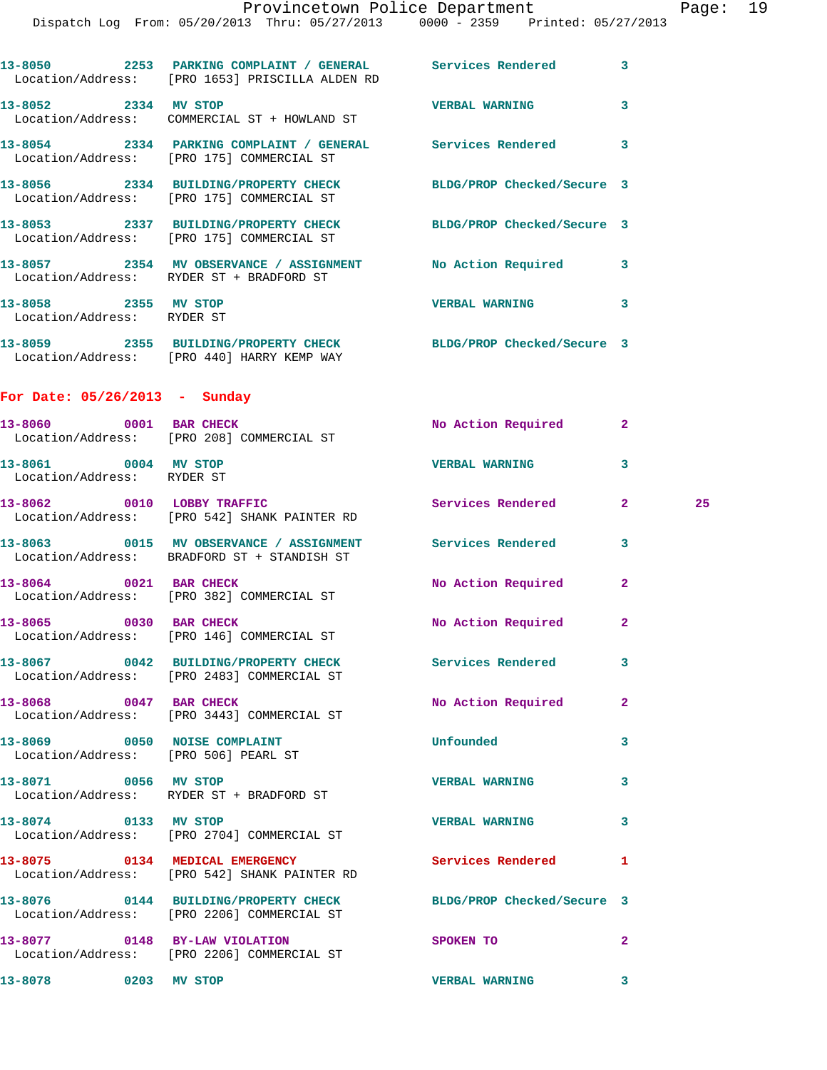13-8050 2253 PARKING COMPLAINT / GENERAL Services Rendered 3
Location/Address: [PRO 1653] PRISCILLA ALDEN RD

13-8052 2334 MV STOP VERBAL WARNING 3
Location/Address: COMMERCIAL ST + HOWLAND ST

13-8054 2334 PARKING COMPLAINT / GENERAL Services Rendered 3
Location/Address: [PRO 175] COMMERCIAL ST

13-8056 2334 BUILDING/PROPERTY CHECK BLDG/PROP Checked/Secure 3
Location/Address: [PRO 175] COMMERCIAL ST

13-8053 2337 BUILDING/PROPERTY CHECK BLDG/PROP Checked/Secure 3
Location/Address: [PRO 175] COMMERCIAL ST

13-8057 2354 MV OBSERVANCE / ASSIGNMENT No Action Required 3
Location/Address: RYDER ST + BRADFORD ST

13-8058 2355 MV STOP VERBAL WARNING 3
Location/Address: RYDER ST

13-8059 2355 BUILDING/PROPERTY CHECK BLDG/PROP Checked/Secure 3
Location/Address: [PRO 440] HARRY KEMP WAY

**For Date: 05/26/2013 - Sunday**

13-8060 0001 BAR CHECK No Action Required 2
Location/Address: [PRO 208] COMMERCIAL ST

13-8061 0004 MV STOP VERBAL WARNING 3
Location/Address: RYDER ST

13-8062 0010 LOBBY TRAFFIC Services Rendered 2 25
Location/Address: [PRO 542] SHANK PAINTER RD

13-8063 0015 MV OBSERVANCE / ASSIGNMENT Services Rendered 3
Location/Address: BRADFORD ST + STANDISH ST

13-8064 0021 BAR CHECK No Action Required 2
Location/Address: [PRO 382] COMMERCIAL ST

13-8065 0030 BAR CHECK No Action Required 2
Location/Address: [PRO 146] COMMERCIAL ST

13-8067 0042 BUILDING/PROPERTY CHECK Services Rendered 3
Location/Address: [PRO 2483] COMMERCIAL ST

13-8068 0047 BAR CHECK No Action Required 2
Location/Address: [PRO 3443] COMMERCIAL ST

13-8069 0050 NOISE COMPLAINT Unfounded 3
Location/Address: [PRO 506] PEARL ST

13-8071 0056 MV STOP VERBAL WARNING 3
Location/Address: RYDER ST + BRADFORD ST

13-8074 0133 MV STOP VERBAL WARNING 3
Location/Address: [PRO 2704] COMMERCIAL ST

13-8075 0134 MEDICAL EMERGENCY Services Rendered 1
Location/Address: [PRO 542] SHANK PAINTER RD

13-8076 0144 BUILDING/PROPERTY CHECK BLDG/PROP Checked/Secure 3
Location/Address: [PRO 2206] COMMERCIAL ST

13-8077 0148 BY-LAW VIOLATION SPOKEN TO 2
Location/Address: [PRO 2206] COMMERCIAL ST

13-8078 0203 MV STOP VERBAL WARNING 3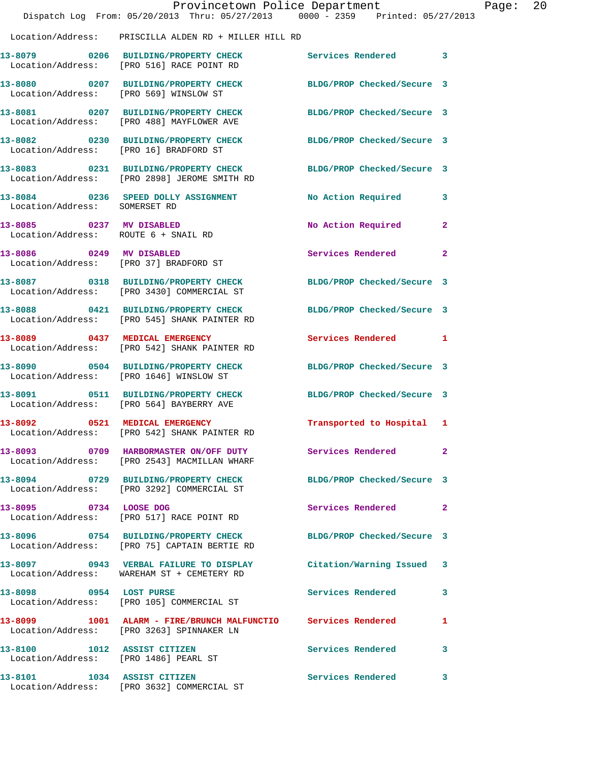Location/Address: PRISCILLA ALDEN RD + MILLER HILL RD

| Call # | Time | Call Type | Disposition | Priority |
|---|---|---|---|---|
| 13-8079 | 0206 | BUILDING/PROPERTY CHECK | Services Rendered | 3 |
| | | Location/Address: [PRO 516] RACE POINT RD | | |
| 13-8080 | 0207 | BUILDING/PROPERTY CHECK | BLDG/PROP Checked/Secure | 3 |
| | | Location/Address: [PRO 569] WINSLOW ST | | |
| 13-8081 | 0207 | BUILDING/PROPERTY CHECK | BLDG/PROP Checked/Secure | 3 |
| | | Location/Address: [PRO 488] MAYFLOWER AVE | | |
| 13-8082 | 0230 | BUILDING/PROPERTY CHECK | BLDG/PROP Checked/Secure | 3 |
| | | Location/Address: [PRO 16] BRADFORD ST | | |
| 13-8083 | 0231 | BUILDING/PROPERTY CHECK | BLDG/PROP Checked/Secure | 3 |
| | | Location/Address: [PRO 2898] JEROME SMITH RD | | |
| 13-8084 | 0236 | SPEED DOLLY ASSIGNMENT | No Action Required | 3 |
| | | Location/Address: SOMERSET RD | | |
| 13-8085 | 0237 | MV DISABLED | No Action Required | 2 |
| | | Location/Address: ROUTE 6 + SNAIL RD | | |
| 13-8086 | 0249 | MV DISABLED | Services Rendered | 2 |
| | | Location/Address: [PRO 37] BRADFORD ST | | |
| 13-8087 | 0318 | BUILDING/PROPERTY CHECK | BLDG/PROP Checked/Secure | 3 |
| | | Location/Address: [PRO 3430] COMMERCIAL ST | | |
| 13-8088 | 0421 | BUILDING/PROPERTY CHECK | BLDG/PROP Checked/Secure | 3 |
| | | Location/Address: [PRO 545] SHANK PAINTER RD | | |
| 13-8089 | 0437 | MEDICAL EMERGENCY | Services Rendered | 1 |
| | | Location/Address: [PRO 542] SHANK PAINTER RD | | |
| 13-8090 | 0504 | BUILDING/PROPERTY CHECK | BLDG/PROP Checked/Secure | 3 |
| | | Location/Address: [PRO 1646] WINSLOW ST | | |
| 13-8091 | 0511 | BUILDING/PROPERTY CHECK | BLDG/PROP Checked/Secure | 3 |
| | | Location/Address: [PRO 564] BAYBERRY AVE | | |
| 13-8092 | 0521 | MEDICAL EMERGENCY | Transported to Hospital | 1 |
| | | Location/Address: [PRO 542] SHANK PAINTER RD | | |
| 13-8093 | 0709 | HARBORMASTER ON/OFF DUTY | Services Rendered | 2 |
| | | Location/Address: [PRO 2543] MACMILLAN WHARF | | |
| 13-8094 | 0729 | BUILDING/PROPERTY CHECK | BLDG/PROP Checked/Secure | 3 |
| | | Location/Address: [PRO 3292] COMMERCIAL ST | | |
| 13-8095 | 0734 | LOOSE DOG | Services Rendered | 2 |
| | | Location/Address: [PRO 517] RACE POINT RD | | |
| 13-8096 | 0754 | BUILDING/PROPERTY CHECK | BLDG/PROP Checked/Secure | 3 |
| | | Location/Address: [PRO 75] CAPTAIN BERTIE RD | | |
| 13-8097 | 0943 | VERBAL FAILURE TO DISPLAY | Citation/Warning Issued | 3 |
| | | Location/Address: WAREHAM ST + CEMETERY RD | | |
| 13-8098 | 0954 | LOST PURSE | Services Rendered | 3 |
| | | Location/Address: [PRO 105] COMMERCIAL ST | | |
| 13-8099 | 1001 | ALARM - FIRE/BRUNCH MALFUNCTIO | Services Rendered | 1 |
| | | Location/Address: [PRO 3263] SPINNAKER LN | | |
| 13-8100 | 1012 | ASSIST CITIZEN | Services Rendered | 3 |
| | | Location/Address: [PRO 1486] PEARL ST | | |
| 13-8101 | 1034 | ASSIST CITIZEN | Services Rendered | 3 |
| | | Location/Address: [PRO 3632] COMMERCIAL ST | | |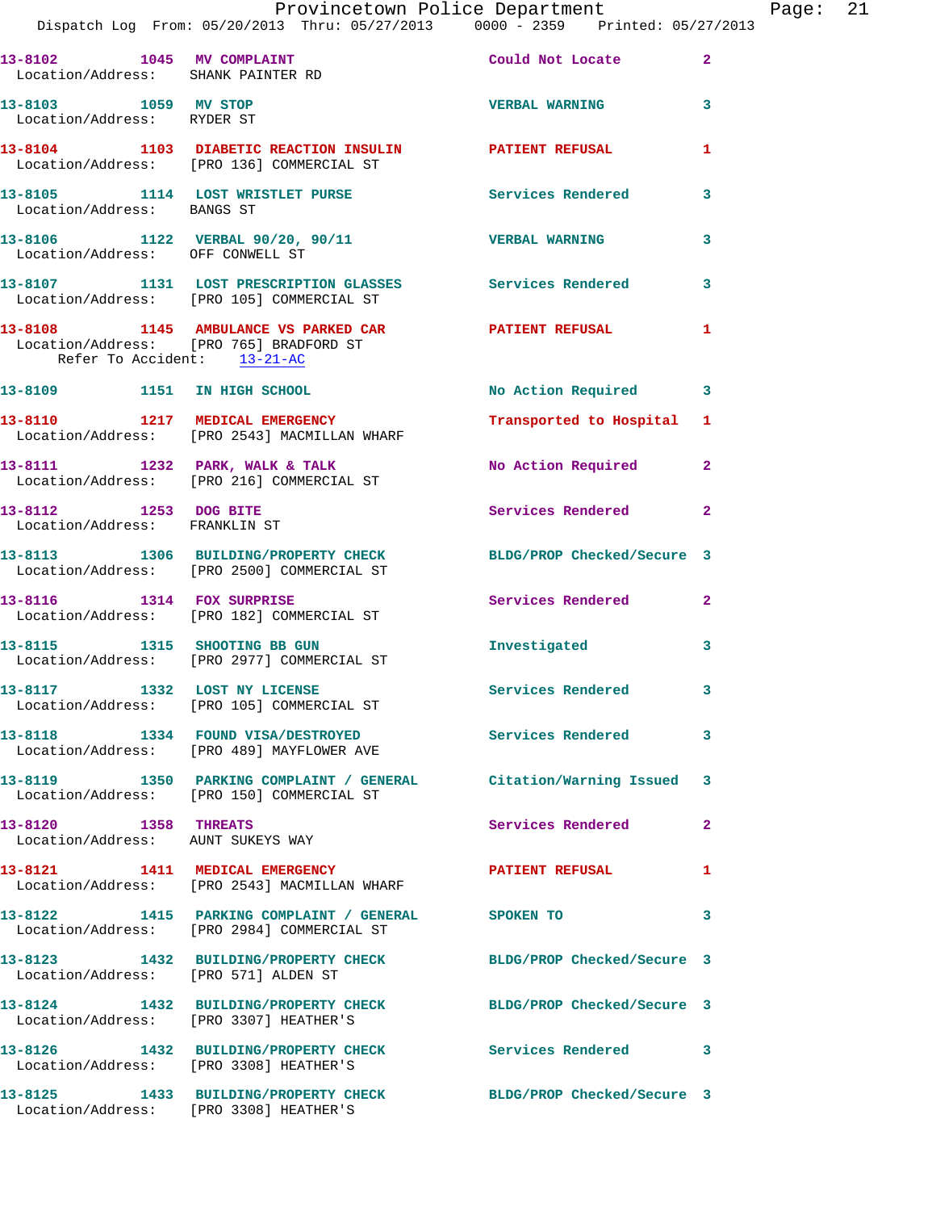13-8102 1045 MV COMPLAINT Could Not Locate 2
Location/Address: SHANK PAINTER RD

13-8103 1059 MV STOP VERBAL WARNING 3
Location/Address: RYDER ST

13-8104 1103 DIABETIC REACTION INSULIN PATIENT REFUSAL 1
Location/Address: [PRO 136] COMMERCIAL ST

13-8105 1114 LOST WRISTLET PURSE Services Rendered 3
Location/Address: BANGS ST

13-8106 1122 VERBAL 90/20, 90/11 VERBAL WARNING 3
Location/Address: OFF CONWELL ST

13-8107 1131 LOST PRESCRIPTION GLASSES Services Rendered 3
Location/Address: [PRO 105] COMMERCIAL ST

13-8108 1145 AMBULANCE VS PARKED CAR PATIENT REFUSAL 1
Location/Address: [PRO 765] BRADFORD ST
Refer To Accident: 13-21-AC

13-8109 1151 IN HIGH SCHOOL No Action Required 3

13-8110 1217 MEDICAL EMERGENCY Transported to Hospital 1
Location/Address: [PRO 2543] MACMILLAN WHARF

13-8111 1232 PARK, WALK & TALK No Action Required 2
Location/Address: [PRO 216] COMMERCIAL ST

13-8112 1253 DOG BITE Services Rendered 2
Location/Address: FRANKLIN ST

13-8113 1306 BUILDING/PROPERTY CHECK BLDG/PROP Checked/Secure 3
Location/Address: [PRO 2500] COMMERCIAL ST

13-8116 1314 FOX SURPRISE Services Rendered 2
Location/Address: [PRO 182] COMMERCIAL ST

13-8115 1315 SHOOTING BB GUN Investigated 3
Location/Address: [PRO 2977] COMMERCIAL ST

13-8117 1332 LOST NY LICENSE Services Rendered 3
Location/Address: [PRO 105] COMMERCIAL ST

13-8118 1334 FOUND VISA/DESTROYED Services Rendered 3
Location/Address: [PRO 489] MAYFLOWER AVE

13-8119 1350 PARKING COMPLAINT / GENERAL Citation/Warning Issued 3
Location/Address: [PRO 150] COMMERCIAL ST

13-8120 1358 THREATS Services Rendered 2
Location/Address: AUNT SUKEYS WAY

13-8121 1411 MEDICAL EMERGENCY PATIENT REFUSAL 1
Location/Address: [PRO 2543] MACMILLAN WHARF

13-8122 1415 PARKING COMPLAINT / GENERAL SPOKEN TO 3
Location/Address: [PRO 2984] COMMERCIAL ST

13-8123 1432 BUILDING/PROPERTY CHECK BLDG/PROP Checked/Secure 3
Location/Address: [PRO 571] ALDEN ST

13-8124 1432 BUILDING/PROPERTY CHECK BLDG/PROP Checked/Secure 3
Location/Address: [PRO 3307] HEATHER'S

13-8126 1432 BUILDING/PROPERTY CHECK Services Rendered 3
Location/Address: [PRO 3308] HEATHER'S

13-8125 1433 BUILDING/PROPERTY CHECK BLDG/PROP Checked/Secure 3
Location/Address: [PRO 3308] HEATHER'S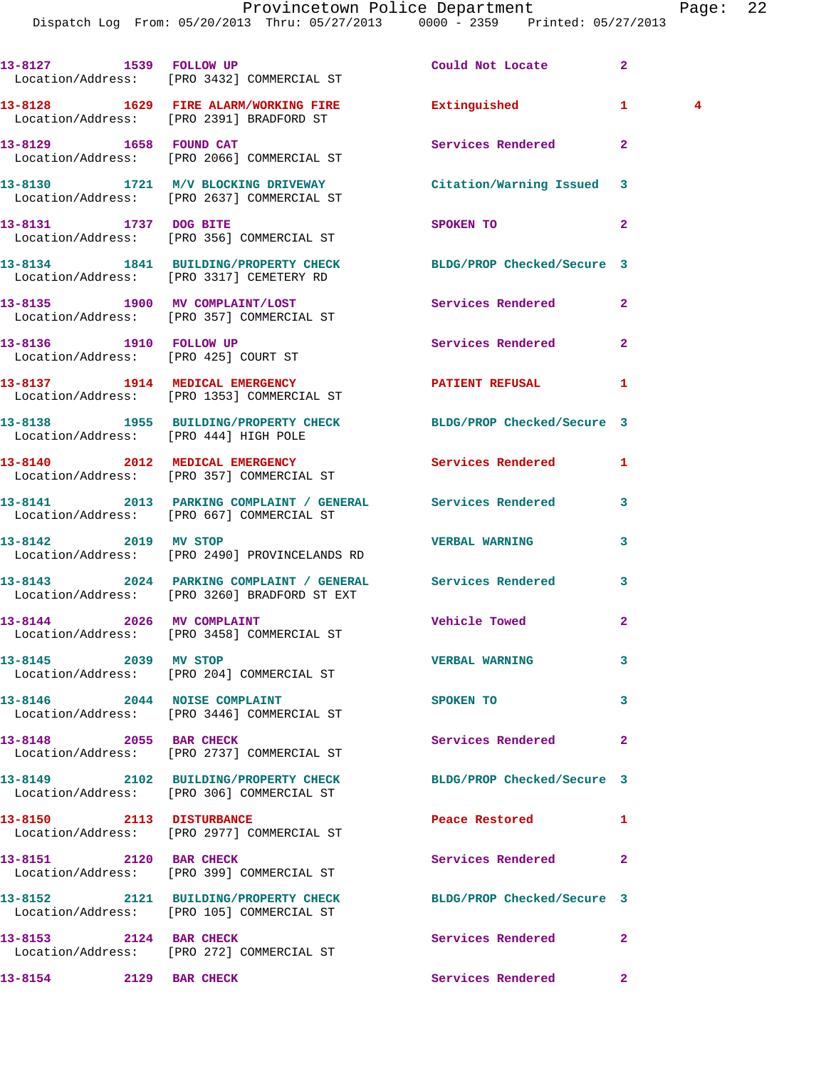| Call # | Time | Call Reason | Action | Priority | |
|---|---|---|---|---|---|
| 13-8127 | 1539 | FOLLOW UP | Could Not Locate | 2 | |
| Location/Address: | | [PRO 3432] COMMERCIAL ST | | | |
| 13-8128 | 1629 | FIRE ALARM/WORKING FIRE | Extinguished | 1 | 4 |
| Location/Address: | | [PRO 2391] BRADFORD ST | | | |
| 13-8129 | 1658 | FOUND CAT | Services Rendered | 2 | |
| Location/Address: | | [PRO 2066] COMMERCIAL ST | | | |
| 13-8130 | 1721 | M/V BLOCKING DRIVEWAY | Citation/Warning Issued | 3 | |
| Location/Address: | | [PRO 2637] COMMERCIAL ST | | | |
| 13-8131 | 1737 | DOG BITE | SPOKEN TO | 2 | |
| Location/Address: | | [PRO 356] COMMERCIAL ST | | | |
| 13-8134 | 1841 | BUILDING/PROPERTY CHECK | BLDG/PROP Checked/Secure | 3 | |
| Location/Address: | | [PRO 3317] CEMETERY RD | | | |
| 13-8135 | 1900 | MV COMPLAINT/LOST | Services Rendered | 2 | |
| Location/Address: | | [PRO 357] COMMERCIAL ST | | | |
| 13-8136 | 1910 | FOLLOW UP | Services Rendered | 2 | |
| Location/Address: | | [PRO 425] COURT ST | | | |
| 13-8137 | 1914 | MEDICAL EMERGENCY | PATIENT REFUSAL | 1 | |
| Location/Address: | | [PRO 1353] COMMERCIAL ST | | | |
| 13-8138 | 1955 | BUILDING/PROPERTY CHECK | BLDG/PROP Checked/Secure | 3 | |
| Location/Address: | | [PRO 444] HIGH POLE | | | |
| 13-8140 | 2012 | MEDICAL EMERGENCY | Services Rendered | 1 | |
| Location/Address: | | [PRO 357] COMMERCIAL ST | | | |
| 13-8141 | 2013 | PARKING COMPLAINT / GENERAL | Services Rendered | 3 | |
| Location/Address: | | [PRO 667] COMMERCIAL ST | | | |
| 13-8142 | 2019 | MV STOP | VERBAL WARNING | 3 | |
| Location/Address: | | [PRO 2490] PROVINCELANDS RD | | | |
| 13-8143 | 2024 | PARKING COMPLAINT / GENERAL | Services Rendered | 3 | |
| Location/Address: | | [PRO 3260] BRADFORD ST EXT | | | |
| 13-8144 | 2026 | MV COMPLAINT | Vehicle Towed | 2 | |
| Location/Address: | | [PRO 3458] COMMERCIAL ST | | | |
| 13-8145 | 2039 | MV STOP | VERBAL WARNING | 3 | |
| Location/Address: | | [PRO 204] COMMERCIAL ST | | | |
| 13-8146 | 2044 | NOISE COMPLAINT | SPOKEN TO | 3 | |
| Location/Address: | | [PRO 3446] COMMERCIAL ST | | | |
| 13-8148 | 2055 | BAR CHECK | Services Rendered | 2 | |
| Location/Address: | | [PRO 2737] COMMERCIAL ST | | | |
| 13-8149 | 2102 | BUILDING/PROPERTY CHECK | BLDG/PROP Checked/Secure | 3 | |
| Location/Address: | | [PRO 306] COMMERCIAL ST | | | |
| 13-8150 | 2113 | DISTURBANCE | Peace Restored | 1 | |
| Location/Address: | | [PRO 2977] COMMERCIAL ST | | | |
| 13-8151 | 2120 | BAR CHECK | Services Rendered | 2 | |
| Location/Address: | | [PRO 399] COMMERCIAL ST | | | |
| 13-8152 | 2121 | BUILDING/PROPERTY CHECK | BLDG/PROP Checked/Secure | 3 | |
| Location/Address: | | [PRO 105] COMMERCIAL ST | | | |
| 13-8153 | 2124 | BAR CHECK | Services Rendered | 2 | |
| Location/Address: | | [PRO 272] COMMERCIAL ST | | | |
| 13-8154 | 2129 | BAR CHECK | Services Rendered | 2 | |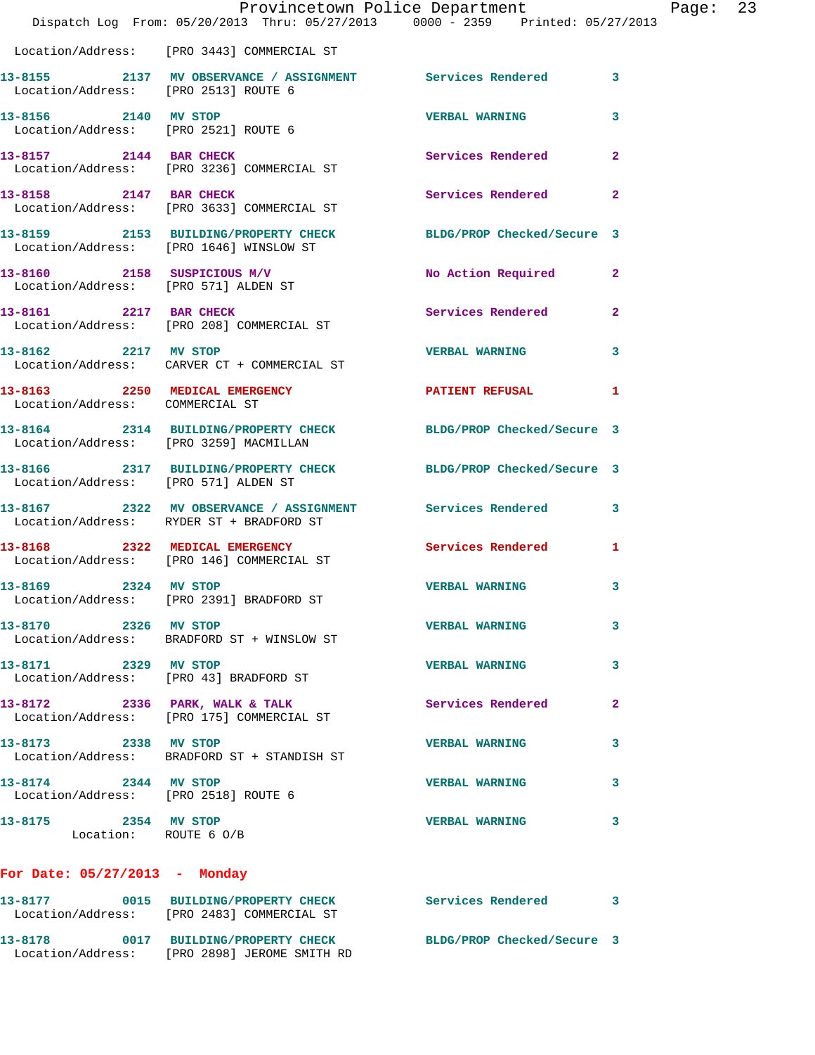Location/Address: [PRO 3443] COMMERCIAL ST

| Call # | Time | Call Reason | Action | Priority |
|---|---|---|---|---|
| 13-8155 | 2137 | MV OBSERVATION / ASSIGNMENT | Services Rendered | 3 |
| Location/Address: | | [PRO 2513] ROUTE 6 | | |
| 13-8156 | 2140 | MV STOP | VERBAL WARNING | 3 |
| Location/Address: | | [PRO 2521] ROUTE 6 | | |
| 13-8157 | 2144 | BAR CHECK | Services Rendered | 2 |
| Location/Address: | | [PRO 3236] COMMERCIAL ST | | |
| 13-8158 | 2147 | BAR CHECK | Services Rendered | 2 |
| Location/Address: | | [PRO 3633] COMMERCIAL ST | | |
| 13-8159 | 2153 | BUILDING/PROPERTY CHECK | BLDG/PROP Checked/Secure | 3 |
| Location/Address: | | [PRO 1646] WINSLOW ST | | |
| 13-8160 | 2158 | SUSPICIOUS M/V | No Action Required | 2 |
| Location/Address: | | [PRO 571] ALDEN ST | | |
| 13-8161 | 2217 | BAR CHECK | Services Rendered | 2 |
| Location/Address: | | [PRO 208] COMMERCIAL ST | | |
| 13-8162 | 2217 | MV STOP | VERBAL WARNING | 3 |
| Location/Address: | | CARVER CT + COMMERCIAL ST | | |
| 13-8163 | 2250 | MEDICAL EMERGENCY | PATIENT REFUSAL | 1 |
| Location/Address: | | COMMERCIAL ST | | |
| 13-8164 | 2314 | BUILDING/PROPERTY CHECK | BLDG/PROP Checked/Secure | 3 |
| Location/Address: | | [PRO 3259] MACMILLAN | | |
| 13-8166 | 2317 | BUILDING/PROPERTY CHECK | BLDG/PROP Checked/Secure | 3 |
| Location/Address: | | [PRO 571] ALDEN ST | | |
| 13-8167 | 2322 | MV OBSERVATION / ASSIGNMENT | Services Rendered | 3 |
| Location/Address: | | RYDER ST + BRADFORD ST | | |
| 13-8168 | 2322 | MEDICAL EMERGENCY | Services Rendered | 1 |
| Location/Address: | | [PRO 146] COMMERCIAL ST | | |
| 13-8169 | 2324 | MV STOP | VERBAL WARNING | 3 |
| Location/Address: | | [PRO 2391] BRADFORD ST | | |
| 13-8170 | 2326 | MV STOP | VERBAL WARNING | 3 |
| Location/Address: | | BRADFORD ST + WINSLOW ST | | |
| 13-8171 | 2329 | MV STOP | VERBAL WARNING | 3 |
| Location/Address: | | [PRO 43] BRADFORD ST | | |
| 13-8172 | 2336 | PARK, WALK & TALK | Services Rendered | 2 |
| Location/Address: | | [PRO 175] COMMERCIAL ST | | |
| 13-8173 | 2338 | MV STOP | VERBAL WARNING | 3 |
| Location/Address: | | BRADFORD ST + STANDISH ST | | |
| 13-8174 | 2344 | MV STOP | VERBAL WARNING | 3 |
| Location/Address: | | [PRO 2518] ROUTE 6 | | |
| 13-8175 | 2354 | MV STOP | VERBAL WARNING | 3 |
| Location: | | ROUTE 6 O/B | | |

**For Date: 05/27/2013 - Monday**

| Call # | Time | Call Reason | Action | Priority |
|---|---|---|---|---|
| 13-8177 | 0015 | BUILDING/PROPERTY CHECK | Services Rendered | 3 |
| Location/Address: | | [PRO 2483] COMMERCIAL ST | | |
| 13-8178 | 0017 | BUILDING/PROPERTY CHECK | BLDG/PROP Checked/Secure | 3 |
| Location/Address: | | [PRO 2898] JEROME SMITH RD | | |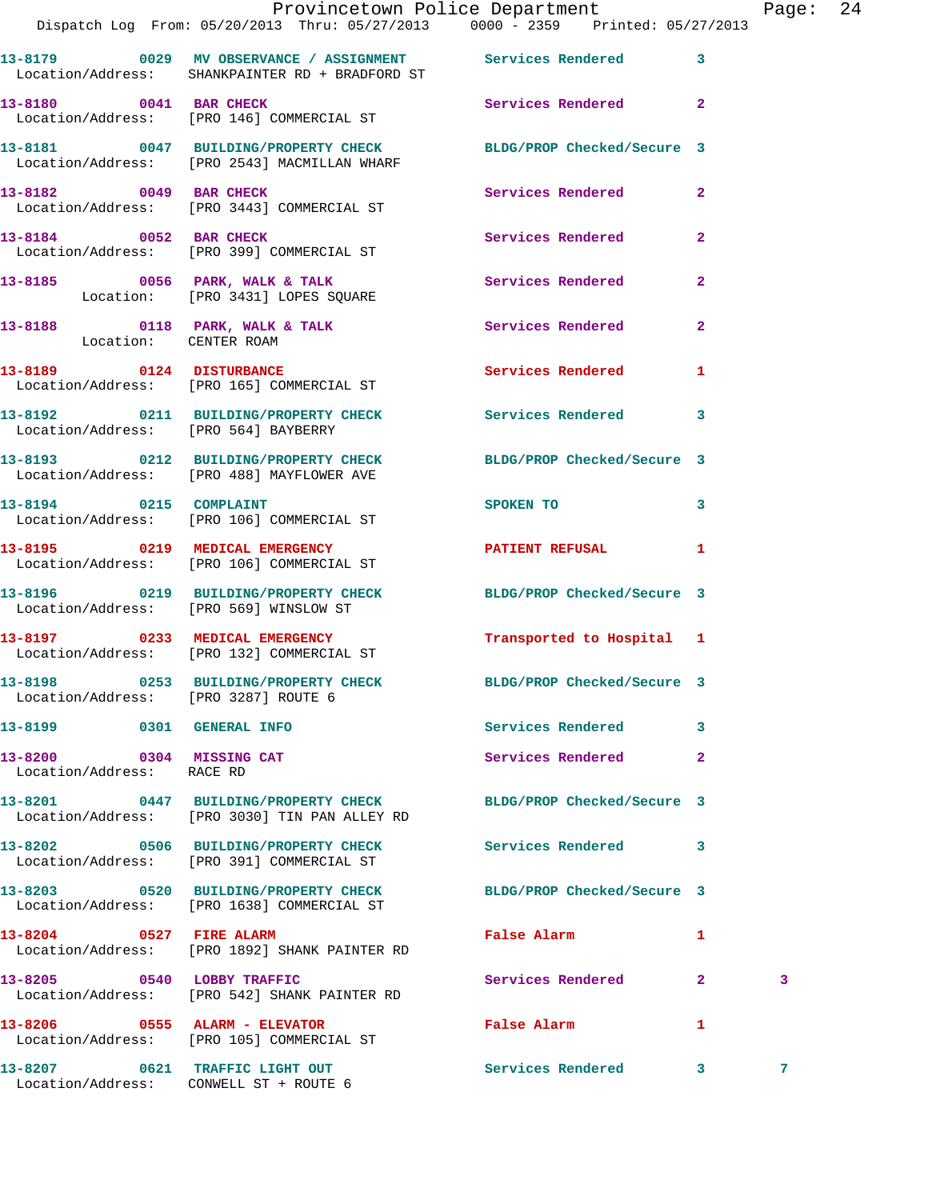Dispatch Log From: 05/20/2013 Thru: 05/27/2013 0000 - 2359 Printed: 05/27/2013

**13-8179** 0029 **MV OBSERVANCE / ASSIGNMENT** Services Rendered 3
Location/Address: SHANKPAINTER RD + BRADFORD ST

**13-8180** 0041 **BAR CHECK** Services Rendered 2
Location/Address: [PRO 146] COMMERCIAL ST

**13-8181** 0047 **BUILDING/PROPERTY CHECK** BLDG/PROP Checked/Secure 3
Location/Address: [PRO 2543] MACMILLAN WHARF

**13-8182** 0049 **BAR CHECK** Services Rendered 2
Location/Address: [PRO 3443] COMMERCIAL ST

**13-8184** 0052 **BAR CHECK** Services Rendered 2
Location/Address: [PRO 399] COMMERCIAL ST

**13-8185** 0056 **PARK, WALK & TALK** Services Rendered 2
Location: [PRO 3431] LOPES SQUARE

**13-8188** 0118 **PARK, WALK & TALK** Services Rendered 2
Location: CENTER ROAM

**13-8189** 0124 **DISTURBANCE** Services Rendered 1
Location/Address: [PRO 165] COMMERCIAL ST

**13-8192** 0211 **BUILDING/PROPERTY CHECK** Services Rendered 3
Location/Address: [PRO 564] BAYBERRY

**13-8193** 0212 **BUILDING/PROPERTY CHECK** BLDG/PROP Checked/Secure 3
Location/Address: [PRO 488] MAYFLOWER AVE

**13-8194** 0215 **COMPLAINT** SPOKEN TO 3
Location/Address: [PRO 106] COMMERCIAL ST

**13-8195** 0219 **MEDICAL EMERGENCY** PATIENT REFUSAL 1
Location/Address: [PRO 106] COMMERCIAL ST

**13-8196** 0219 **BUILDING/PROPERTY CHECK** BLDG/PROP Checked/Secure 3
Location/Address: [PRO 569] WINSLOW ST

**13-8197** 0233 **MEDICAL EMERGENCY** Transported to Hospital 1
Location/Address: [PRO 132] COMMERCIAL ST

**13-8198** 0253 **BUILDING/PROPERTY CHECK** BLDG/PROP Checked/Secure 3
Location/Address: [PRO 3287] ROUTE 6

**13-8199** 0301 **GENERAL INFO** Services Rendered 3

**13-8200** 0304 **MISSING CAT** Services Rendered 2
Location/Address: RACE RD

**13-8201** 0447 **BUILDING/PROPERTY CHECK** BLDG/PROP Checked/Secure 3
Location/Address: [PRO 3030] TIN PAN ALLEY RD

**13-8202** 0506 **BUILDING/PROPERTY CHECK** Services Rendered 3
Location/Address: [PRO 391] COMMERCIAL ST

**13-8203** 0520 **BUILDING/PROPERTY CHECK** BLDG/PROP Checked/Secure 3
Location/Address: [PRO 1638] COMMERCIAL ST

**13-8204** 0527 **FIRE ALARM** False Alarm 1
Location/Address: [PRO 1892] SHANK PAINTER RD

**13-8205** 0540 **LOBBY TRAFFIC** Services Rendered 2 3
Location/Address: [PRO 542] SHANK PAINTER RD

**13-8206** 0555 **ALARM - ELEVATOR** False Alarm 1
Location/Address: [PRO 105] COMMERCIAL ST

**13-8207** 0621 **TRAFFIC LIGHT OUT** Services Rendered 3 7
Location/Address: CONWELL ST + ROUTE 6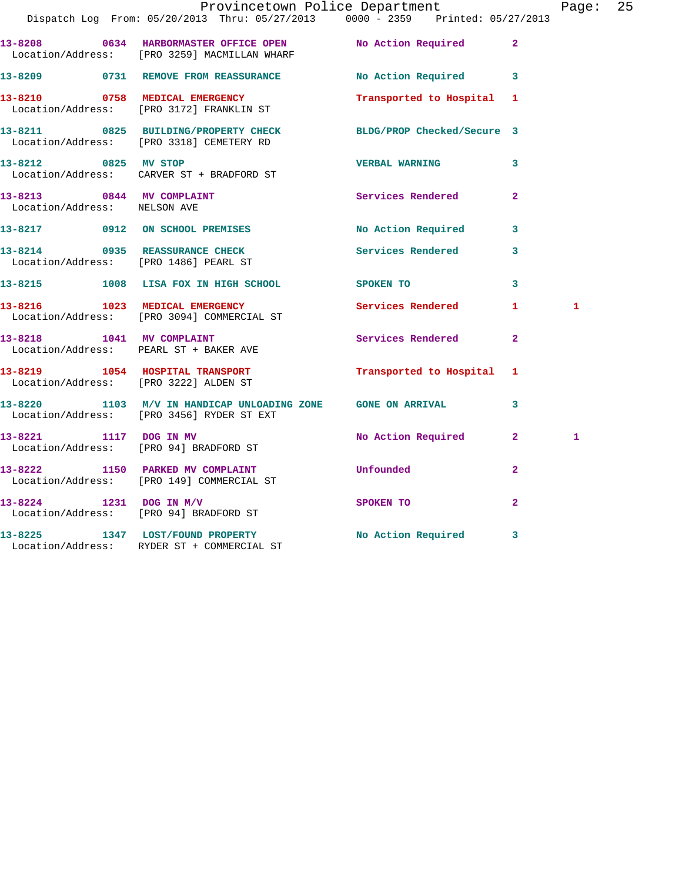Provincetown Police Department
Dispatch Log From: 05/20/2013 Thru: 05/27/2013 0000 - 2359 Printed: 05/27/2013

| | | | | | |
|---|---|---|---|---|---|
| 13-8208 | 0634 | HARBORMASTER OFFICE OPEN | No Action Required | 2 | |
| Location/Address: [PRO 3259] MACMILLAN WHARF | | | | | |
| 13-8209 | 0731 | REMOVE FROM REASSURANCE | No Action Required | 3 | |
| 13-8210 | 0758 | MEDICAL EMERGENCY | Transported to Hospital | 1 | |
| Location/Address: [PRO 3172] FRANKLIN ST | | | | | |
| 13-8211 | 0825 | BUILDING/PROPERTY CHECK | BLDG/PROP Checked/Secure | 3 | |
| Location/Address: [PRO 3318] CEMETERY RD | | | | | |
| 13-8212 | 0825 | MV STOP | VERBAL WARNING | 3 | |
| Location/Address: CARVER ST + BRADFORD ST | | | | | |
| 13-8213 | 0844 | MV COMPLAINT | Services Rendered | 2 | |
| Location/Address: NELSON AVE | | | | | |
| 13-8217 | 0912 | ON SCHOOL PREMISES | No Action Required | 3 | |
| 13-8214 | 0935 | REASSURANCE CHECK | Services Rendered | 3 | |
| Location/Address: [PRO 1486] PEARL ST | | | | | |
| 13-8215 | 1008 | LISA FOX IN HIGH SCHOOL | SPOKEN TO | 3 | |
| 13-8216 | 1023 | MEDICAL EMERGENCY | Services Rendered | 1 | 1 |
| Location/Address: [PRO 3094] COMMERCIAL ST | | | | | |
| 13-8218 | 1041 | MV COMPLAINT | Services Rendered | 2 | |
| Location/Address: PEARL ST + BAKER AVE | | | | | |
| 13-8219 | 1054 | HOSPITAL TRANSPORT | Transported to Hospital | 1 | |
| Location/Address: [PRO 3222] ALDEN ST | | | | | |
| 13-8220 | 1103 | M/V IN HANDICAP UNLOADING ZONE | GONE ON ARRIVAL | 3 | |
| Location/Address: [PRO 3456] RYDER ST EXT | | | | | |
| 13-8221 | 1117 | DOG IN MV | No Action Required | 2 | 1 |
| Location/Address: [PRO 94] BRADFORD ST | | | | | |
| 13-8222 | 1150 | PARKED MV COMPLAINT | Unfounded | 2 | |
| Location/Address: [PRO 149] COMMERCIAL ST | | | | | |
| 13-8224 | 1231 | DOG IN M/V | SPOKEN TO | 2 | |
| Location/Address: [PRO 94] BRADFORD ST | | | | | |
| 13-8225 | 1347 | LOST/FOUND PROPERTY | No Action Required | 3 | |
| Location/Address: RYDER ST + COMMERCIAL ST | | | | | |